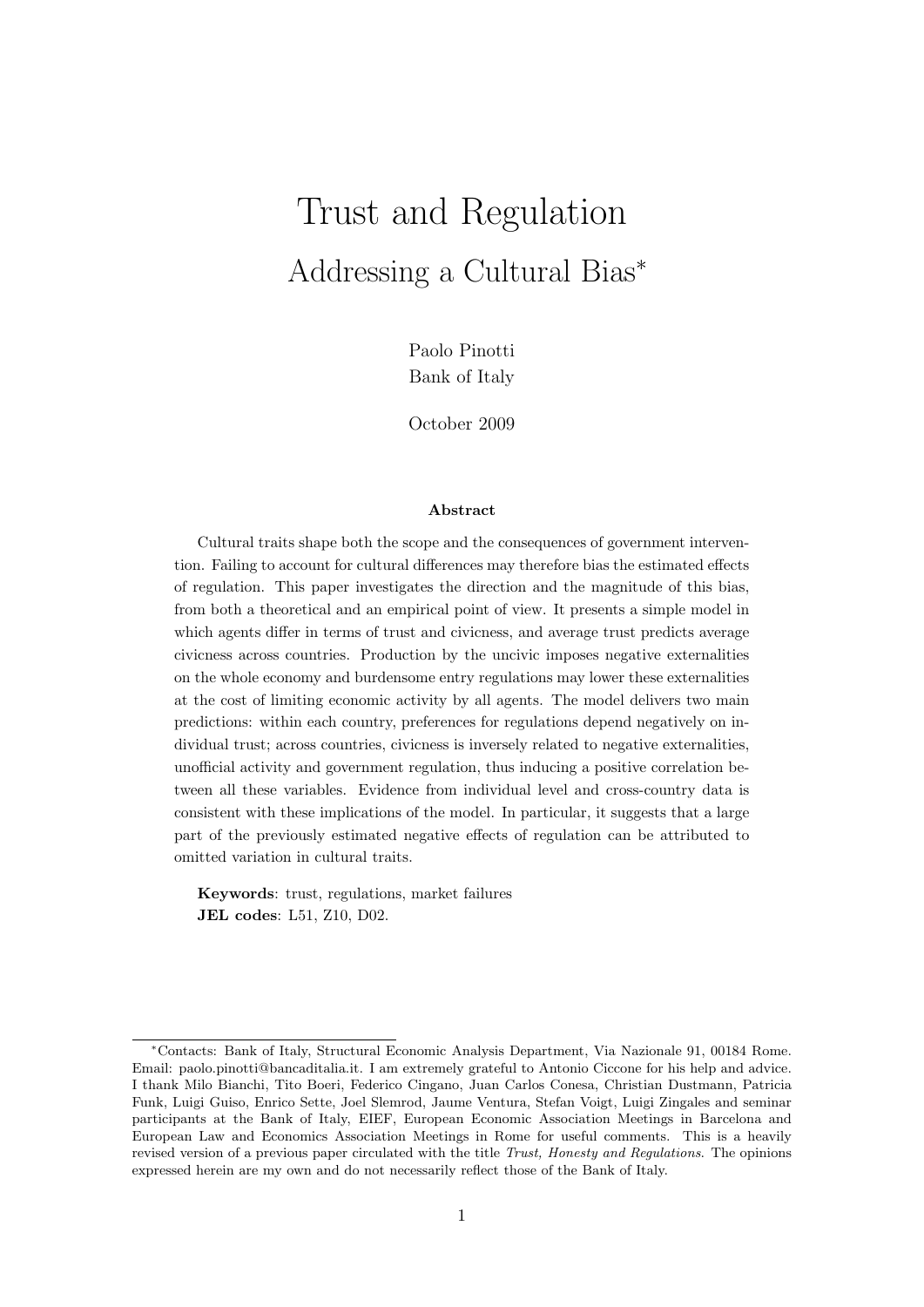# Trust and Regulation

## Addressing a Cultural Bias*

Paolo Pinotti
Bank of Italy

October 2009

### Abstract

Cultural traits shape both the scope and the consequences of government intervention. Failing to account for cultural differences may therefore bias the estimated effects of regulation. This paper investigates the direction and the magnitude of this bias, from both a theoretical and an empirical point of view. It presents a simple model in which agents differ in terms of trust and civicness, and average trust predicts average civicness across countries. Production by the uncivic imposes negative externalities on the whole economy and burdensome entry regulations may lower these externalities at the cost of limiting economic activity by all agents. The model delivers two main predictions: within each country, preferences for regulations depend negatively on individual trust; across countries, civicness is inversely related to negative externalities, unofficial activity and government regulation, thus inducing a positive correlation between all these variables. Evidence from individual level and cross-country data is consistent with these implications of the model. In particular, it suggests that a large part of the previously estimated negative effects of regulation can be attributed to omitted variation in cultural traits.

**Keywords**: trust, regulations, market failures
**JEL codes**: L51, Z10, D02.

*Contacts: Bank of Italy, Structural Economic Analysis Department, Via Nazionale 91, 00184 Rome. Email: paolo.pinotti@bancaditalia.it. I am extremely grateful to Antonio Ciccone for his help and advice. I thank Milo Bianchi, Tito Boeri, Federico Cingano, Juan Carlos Conesa, Christian Dustmann, Patricia Funk, Luigi Guiso, Enrico Sette, Joel Slemrod, Jaume Ventura, Stefan Voigt, Luigi Zingales and seminar participants at the Bank of Italy, EIEF, European Economic Association Meetings in Barcelona and European Law and Economics Association Meetings in Rome for useful comments. This is a heavily revised version of a previous paper circulated with the title *Trust, Honesty and Regulations.* The opinions expressed herein are my own and do not necessarily reflect those of the Bank of Italy.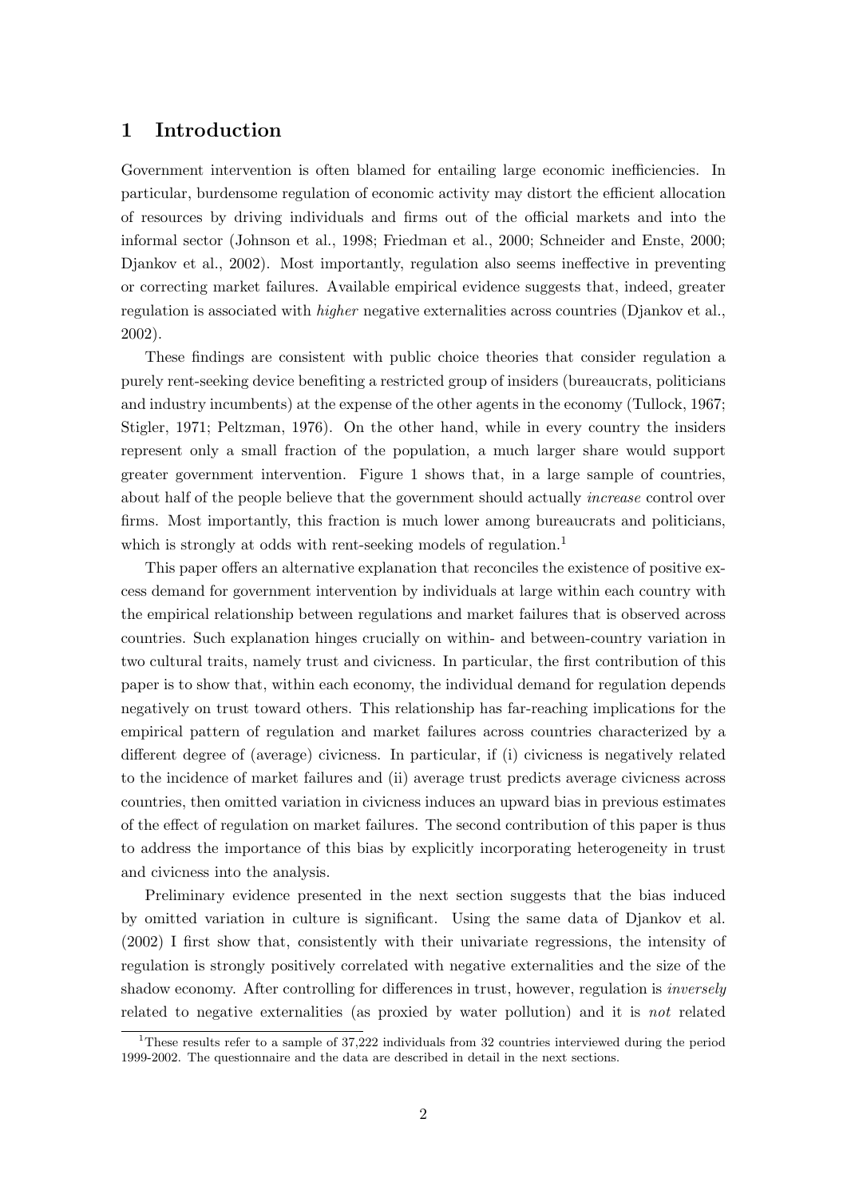# 1 Introduction

Government intervention is often blamed for entailing large economic inefficiencies. In particular, burdensome regulation of economic activity may distort the efficient allocation of resources by driving individuals and firms out of the official markets and into the informal sector (Johnson et al., 1998; Friedman et al., 2000; Schneider and Enste, 2000; Djankov et al., 2002). Most importantly, regulation also seems ineffective in preventing or correcting market failures. Available empirical evidence suggests that, indeed, greater regulation is associated with *higher* negative externalities across countries (Djankov et al., 2002).

These findings are consistent with public choice theories that consider regulation a purely rent-seeking device benefiting a restricted group of insiders (bureaucrats, politicians and industry incumbents) at the expense of the other agents in the economy (Tullock, 1967; Stigler, 1971; Peltzman, 1976). On the other hand, while in every country the insiders represent only a small fraction of the population, a much larger share would support greater government intervention. Figure 1 shows that, in a large sample of countries, about half of the people believe that the government should actually *increase* control over firms. Most importantly, this fraction is much lower among bureaucrats and politicians, which is strongly at odds with rent-seeking models of regulation.[1]

This paper offers an alternative explanation that reconciles the existence of positive excess demand for government intervention by individuals at large within each country with the empirical relationship between regulations and market failures that is observed across countries. Such explanation hinges crucially on within- and between-country variation in two cultural traits, namely trust and civicness. In particular, the first contribution of this paper is to show that, within each economy, the individual demand for regulation depends negatively on trust toward others. This relationship has far-reaching implications for the empirical pattern of regulation and market failures across countries characterized by a different degree of (average) civicness. In particular, if (i) civicness is negatively related to the incidence of market failures and (ii) average trust predicts average civicness across countries, then omitted variation in civicness induces an upward bias in previous estimates of the effect of regulation on market failures. The second contribution of this paper is thus to address the importance of this bias by explicitly incorporating heterogeneity in trust and civicness into the analysis.

Preliminary evidence presented in the next section suggests that the bias induced by omitted variation in culture is significant. Using the same data of Djankov et al. (2002) I first show that, consistently with their univariate regressions, the intensity of regulation is strongly positively correlated with negative externalities and the size of the shadow economy. After controlling for differences in trust, however, regulation is *inversely* related to negative externalities (as proxied by water pollution) and it is *not* related

[1] These results refer to a sample of 37,222 individuals from 32 countries interviewed during the period 1999-2002. The questionnaire and the data are described in detail in the next sections.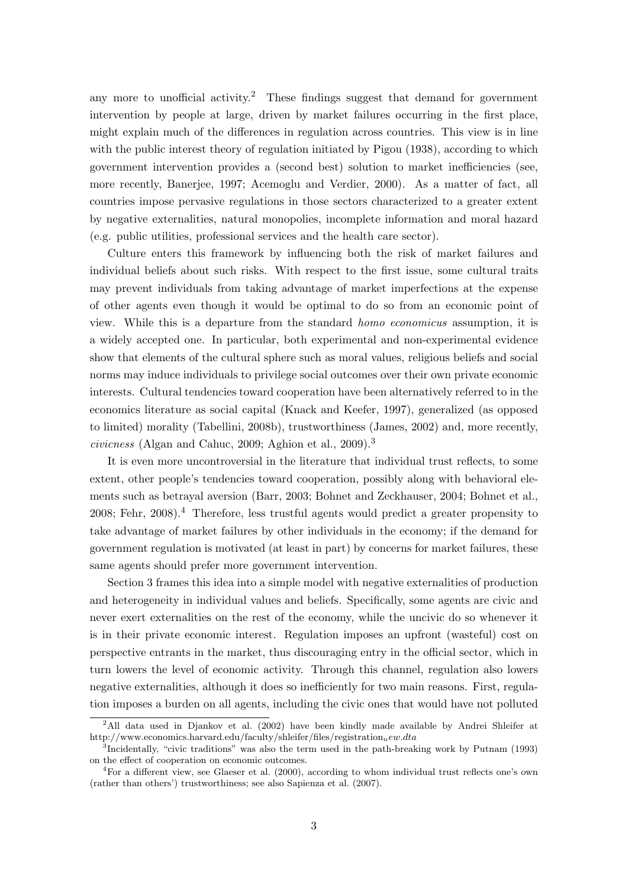any more to unofficial activity.[2] These findings suggest that demand for government intervention by people at large, driven by market failures occurring in the first place, might explain much of the differences in regulation across countries. This view is in line with the public interest theory of regulation initiated by Pigou (1938), according to which government intervention provides a (second best) solution to market inefficiencies (see, more recently, Banerjee, 1997; Acemoglu and Verdier, 2000). As a matter of fact, all countries impose pervasive regulations in those sectors characterized to a greater extent by negative externalities, natural monopolies, incomplete information and moral hazard (e.g. public utilities, professional services and the health care sector).

Culture enters this framework by influencing both the risk of market failures and individual beliefs about such risks. With respect to the first issue, some cultural traits may prevent individuals from taking advantage of market imperfections at the expense of other agents even though it would be optimal to do so from an economic point of view. While this is a departure from the standard *homo economicus* assumption, it is a widely accepted one. In particular, both experimental and non-experimental evidence show that elements of the cultural sphere such as moral values, religious beliefs and social norms may induce individuals to privilege social outcomes over their own private economic interests. Cultural tendencies toward cooperation have been alternatively referred to in the economics literature as social capital (Knack and Keefer, 1997), generalized (as opposed to limited) morality (Tabellini, 2008b), trustworthiness (James, 2002) and, more recently, *civicness* (Algan and Cahuc, 2009; Aghion et al., 2009).[3]

It is even more uncontroversial in the literature that individual trust reflects, to some extent, other people's tendencies toward cooperation, possibly along with behavioral elements such as betrayal aversion (Barr, 2003; Bohnet and Zeckhauser, 2004; Bohnet et al., 2008; Fehr, 2008).[4] Therefore, less trustful agents would predict a greater propensity to take advantage of market failures by other individuals in the economy; if the demand for government regulation is motivated (at least in part) by concerns for market failures, these same agents should prefer more government intervention.

Section 3 frames this idea into a simple model with negative externalities of production and heterogeneity in individual values and beliefs. Specifically, some agents are civic and never exert externalities on the rest of the economy, while the uncivic do so whenever it is in their private economic interest. Regulation imposes an upfront (wasteful) cost on perspective entrants in the market, thus discouraging entry in the official sector, which in turn lowers the level of economic activity. Through this channel, regulation also lowers negative externalities, although it does so inefficiently for two main reasons. First, regulation imposes a burden on all agents, including the civic ones that would have not polluted

[2] All data used in Djankov et al. (2002) have been kindly made available by Andrei Shleifer at http://www.economics.harvard.edu/faculty/shleifer/files/registration_new.dta

[3] Incidentally, "civic traditions" was also the term used in the path-breaking work by Putnam (1993) on the effect of cooperation on economic outcomes.

[4] For a different view, see Glaeser et al. (2000), according to whom individual trust reflects one's own (rather than others') trustworthiness; see also Sapienza et al. (2007).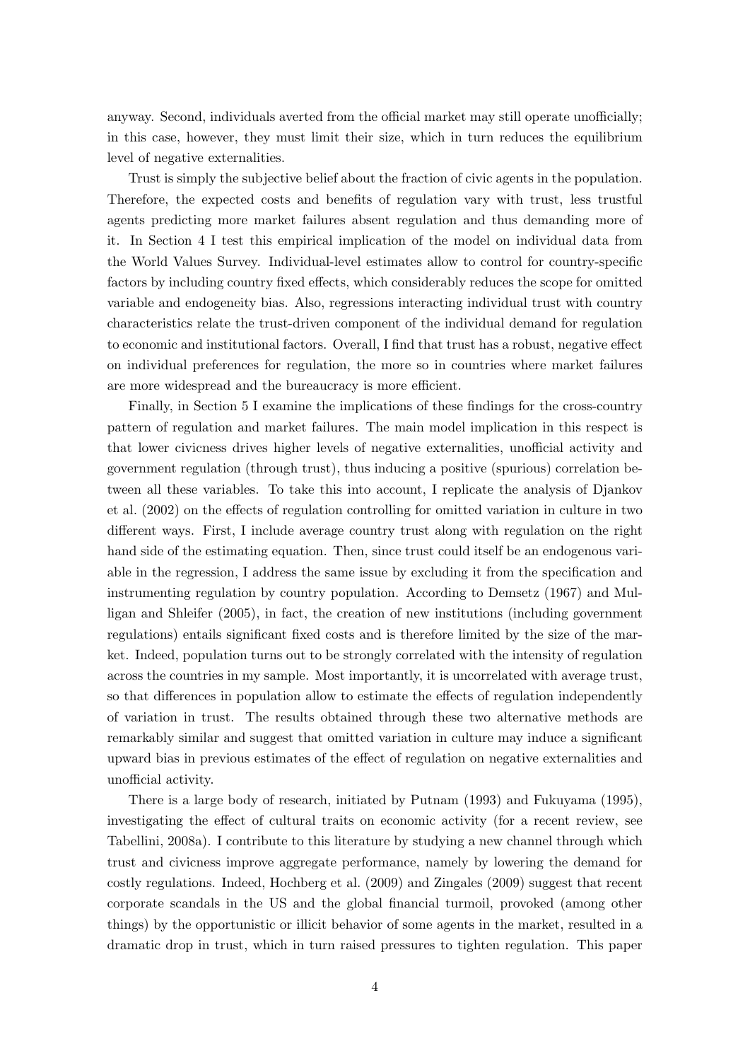anyway. Second, individuals averted from the official market may still operate unofficially; in this case, however, they must limit their size, which in turn reduces the equilibrium level of negative externalities.

Trust is simply the subjective belief about the fraction of civic agents in the population. Therefore, the expected costs and benefits of regulation vary with trust, less trustful agents predicting more market failures absent regulation and thus demanding more of it. In Section 4 I test this empirical implication of the model on individual data from the World Values Survey. Individual-level estimates allow to control for country-specific factors by including country fixed effects, which considerably reduces the scope for omitted variable and endogeneity bias. Also, regressions interacting individual trust with country characteristics relate the trust-driven component of the individual demand for regulation to economic and institutional factors. Overall, I find that trust has a robust, negative effect on individual preferences for regulation, the more so in countries where market failures are more widespread and the bureaucracy is more efficient.

Finally, in Section 5 I examine the implications of these findings for the cross-country pattern of regulation and market failures. The main model implication in this respect is that lower civicness drives higher levels of negative externalities, unofficial activity and government regulation (through trust), thus inducing a positive (spurious) correlation between all these variables. To take this into account, I replicate the analysis of Djankov et al. (2002) on the effects of regulation controlling for omitted variation in culture in two different ways. First, I include average country trust along with regulation on the right hand side of the estimating equation. Then, since trust could itself be an endogenous variable in the regression, I address the same issue by excluding it from the specification and instrumenting regulation by country population. According to Demsetz (1967) and Mulligan and Shleifer (2005), in fact, the creation of new institutions (including government regulations) entails significant fixed costs and is therefore limited by the size of the market. Indeed, population turns out to be strongly correlated with the intensity of regulation across the countries in my sample. Most importantly, it is uncorrelated with average trust, so that differences in population allow to estimate the effects of regulation independently of variation in trust. The results obtained through these two alternative methods are remarkably similar and suggest that omitted variation in culture may induce a significant upward bias in previous estimates of the effect of regulation on negative externalities and unofficial activity.

There is a large body of research, initiated by Putnam (1993) and Fukuyama (1995), investigating the effect of cultural traits on economic activity (for a recent review, see Tabellini, 2008a). I contribute to this literature by studying a new channel through which trust and civicness improve aggregate performance, namely by lowering the demand for costly regulations. Indeed, Hochberg et al. (2009) and Zingales (2009) suggest that recent corporate scandals in the US and the global financial turmoil, provoked (among other things) by the opportunistic or illicit behavior of some agents in the market, resulted in a dramatic drop in trust, which in turn raised pressures to tighten regulation. This paper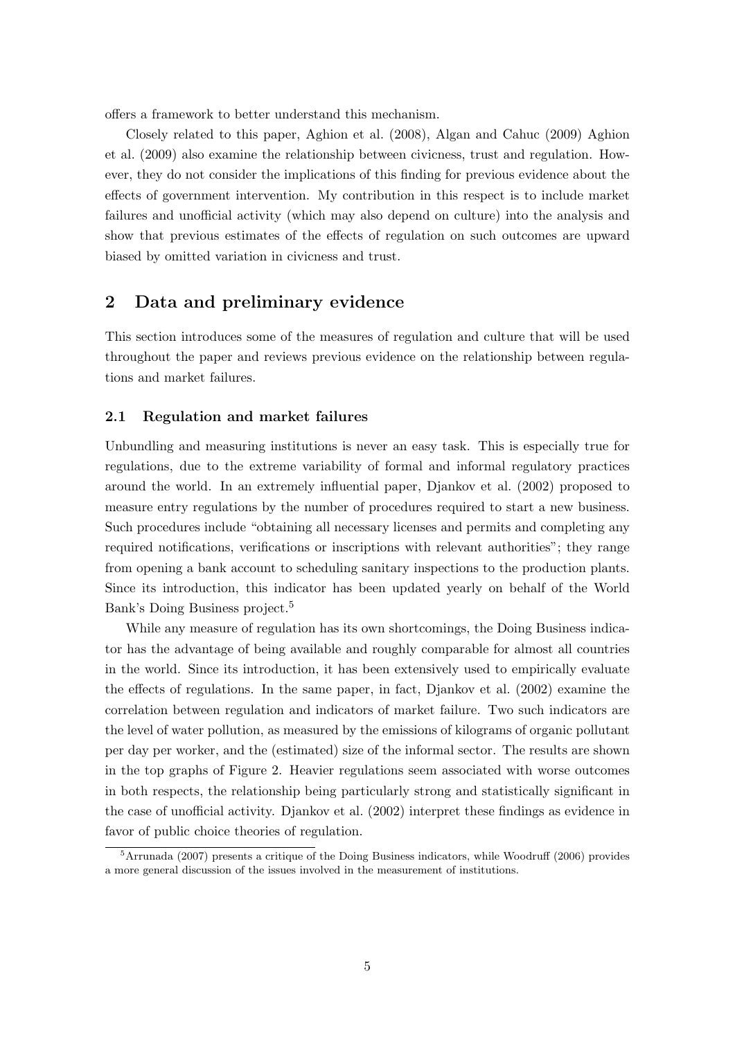offers a framework to better understand this mechanism.

Closely related to this paper, Aghion et al. (2008), Algan and Cahuc (2009) Aghion et al. (2009) also examine the relationship between civicness, trust and regulation. However, they do not consider the implications of this finding for previous evidence about the effects of government intervention. My contribution in this respect is to include market failures and unofficial activity (which may also depend on culture) into the analysis and show that previous estimates of the effects of regulation on such outcomes are upward biased by omitted variation in civicness and trust.

## 2 Data and preliminary evidence

This section introduces some of the measures of regulation and culture that will be used throughout the paper and reviews previous evidence on the relationship between regulations and market failures.

### 2.1 Regulation and market failures

Unbundling and measuring institutions is never an easy task. This is especially true for regulations, due to the extreme variability of formal and informal regulatory practices around the world. In an extremely influential paper, Djankov et al. (2002) proposed to measure entry regulations by the number of procedures required to start a new business. Such procedures include "obtaining all necessary licenses and permits and completing any required notifications, verifications or inscriptions with relevant authorities"; they range from opening a bank account to scheduling sanitary inspections to the production plants. Since its introduction, this indicator has been updated yearly on behalf of the World Bank's Doing Business project.[5]

While any measure of regulation has its own shortcomings, the Doing Business indicator has the advantage of being available and roughly comparable for almost all countries in the world. Since its introduction, it has been extensively used to empirically evaluate the effects of regulations. In the same paper, in fact, Djankov et al. (2002) examine the correlation between regulation and indicators of market failure. Two such indicators are the level of water pollution, as measured by the emissions of kilograms of organic pollutant per day per worker, and the (estimated) size of the informal sector. The results are shown in the top graphs of Figure 2. Heavier regulations seem associated with worse outcomes in both respects, the relationship being particularly strong and statistically significant in the case of unofficial activity. Djankov et al. (2002) interpret these findings as evidence in favor of public choice theories of regulation.

[5] Arrunada (2007) presents a critique of the Doing Business indicators, while Woodruff (2006) provides a more general discussion of the issues involved in the measurement of institutions.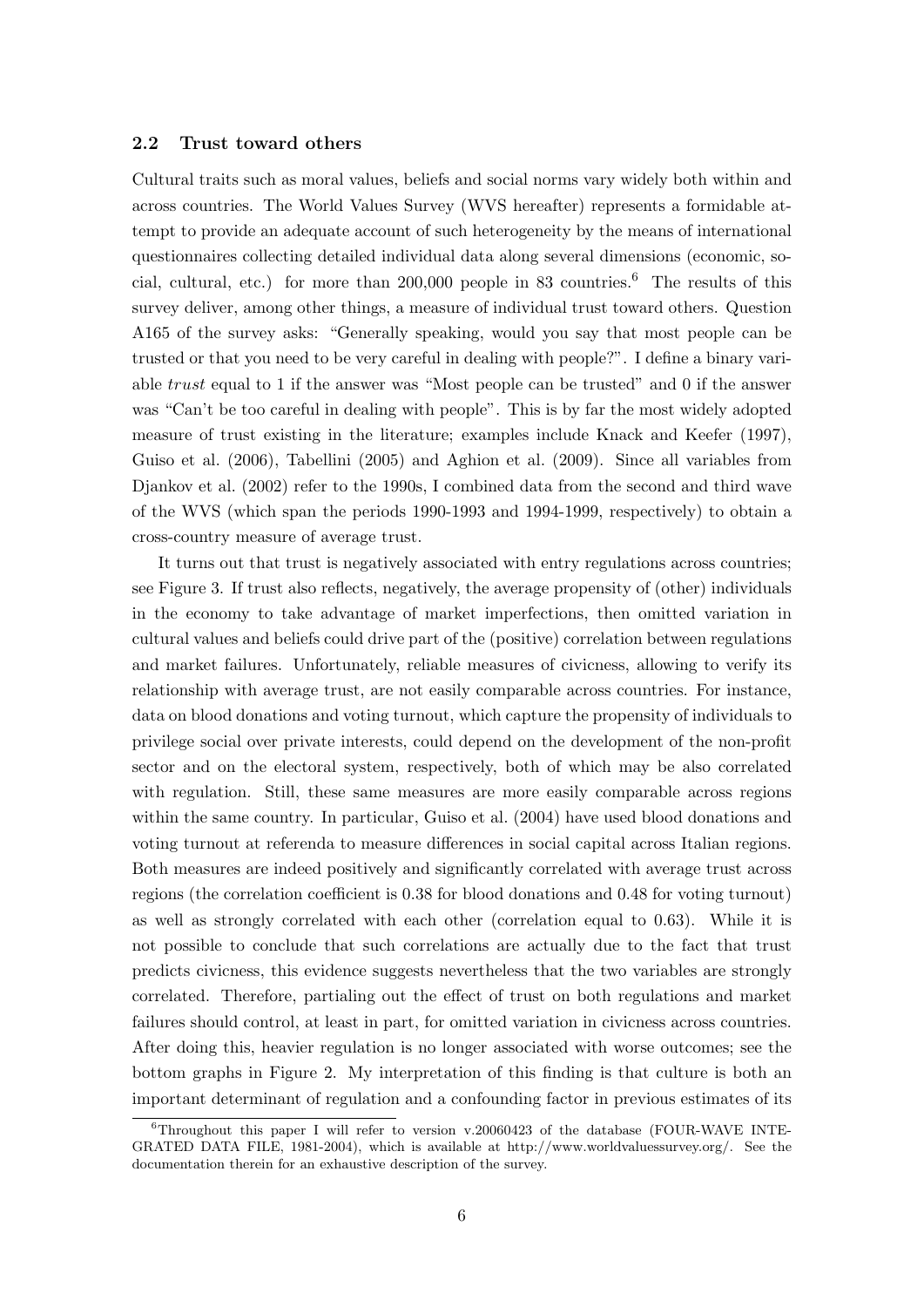### 2.2 Trust toward others

Cultural traits such as moral values, beliefs and social norms vary widely both within and across countries. The World Values Survey (WVS hereafter) represents a formidable attempt to provide an adequate account of such heterogeneity by the means of international questionnaires collecting detailed individual data along several dimensions (economic, social, cultural, etc.) for more than 200,000 people in 83 countries.[6] The results of this survey deliver, among other things, a measure of individual trust toward others. Question A165 of the survey asks: "Generally speaking, would you say that most people can be trusted or that you need to be very careful in dealing with people?". I define a binary variable *trust* equal to 1 if the answer was "Most people can be trusted" and 0 if the answer was "Can't be too careful in dealing with people". This is by far the most widely adopted measure of trust existing in the literature; examples include Knack and Keefer (1997), Guiso et al. (2006), Tabellini (2005) and Aghion et al. (2009). Since all variables from Djankov et al. (2002) refer to the 1990s, I combined data from the second and third wave of the WVS (which span the periods 1990-1993 and 1994-1999, respectively) to obtain a cross-country measure of average trust.

It turns out that trust is negatively associated with entry regulations across countries; see Figure 3. If trust also reflects, negatively, the average propensity of (other) individuals in the economy to take advantage of market imperfections, then omitted variation in cultural values and beliefs could drive part of the (positive) correlation between regulations and market failures. Unfortunately, reliable measures of civicness, allowing to verify its relationship with average trust, are not easily comparable across countries. For instance, data on blood donations and voting turnout, which capture the propensity of individuals to privilege social over private interests, could depend on the development of the non-profit sector and on the electoral system, respectively, both of which may be also correlated with regulation. Still, these same measures are more easily comparable across regions within the same country. In particular, Guiso et al. (2004) have used blood donations and voting turnout at referenda to measure differences in social capital across Italian regions. Both measures are indeed positively and significantly correlated with average trust across regions (the correlation coefficient is 0.38 for blood donations and 0.48 for voting turnout) as well as strongly correlated with each other (correlation equal to 0.63). While it is not possible to conclude that such correlations are actually due to the fact that trust predicts civicness, this evidence suggests nevertheless that the two variables are strongly correlated. Therefore, partialing out the effect of trust on both regulations and market failures should control, at least in part, for omitted variation in civicness across countries. After doing this, heavier regulation is no longer associated with worse outcomes; see the bottom graphs in Figure 2. My interpretation of this finding is that culture is both an important determinant of regulation and a confounding factor in previous estimates of its

[6] Throughout this paper I will refer to version v.20060423 of the database (FOUR-WAVE INTEGRATED DATA FILE, 1981-2004), which is available at http://www.worldvaluessurvey.org/. See the documentation therein for an exhaustive description of the survey.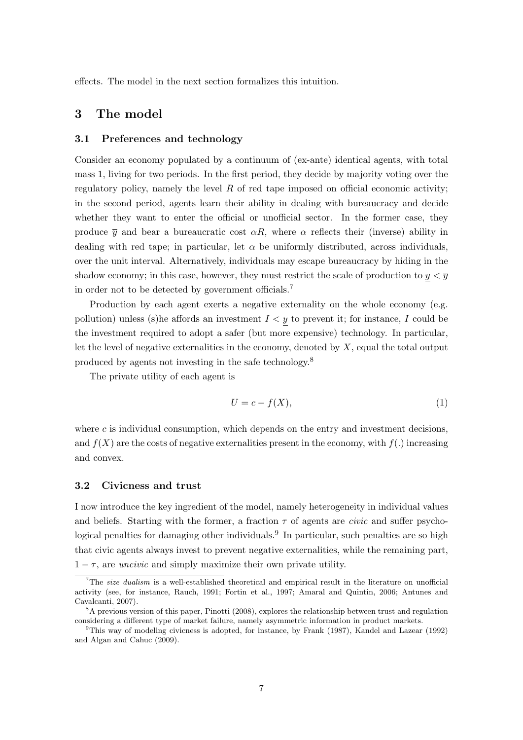effects. The model in the next section formalizes this intuition.

# 3 The model

## 3.1 Preferences and technology

Consider an economy populated by a continuum of (ex-ante) identical agents, with total mass 1, living for two periods. In the first period, they decide by majority voting over the regulatory policy, namely the level $R$ of red tape imposed on official economic activity; in the second period, agents learn their ability in dealing with bureaucracy and decide whether they want to enter the official or unofficial sector. In the former case, they produce $\overline{y}$ and bear a bureaucratic cost $\alpha R$, where $\alpha$ reflects their (inverse) ability in dealing with red tape; in particular, let $\alpha$ be uniformly distributed, across individuals, over the unit interval. Alternatively, individuals may escape bureaucracy by hiding in the shadow economy; in this case, however, they must restrict the scale of production to $\underline{y} < \overline{y}$ in order not to be detected by government officials.[7]

Production by each agent exerts a negative externality on the whole economy (e.g. pollution) unless (s)he affords an investment $I < \underline{y}$ to prevent it; for instance, $I$ could be the investment required to adopt a safer (but more expensive) technology. In particular, let the level of negative externalities in the economy, denoted by $X$, equal the total output produced by agents not investing in the safe technology.[8]

The private utility of each agent is

$$U = c - f(X), \tag{1}$$

where $c$ is individual consumption, which depends on the entry and investment decisions, and $f(X)$ are the costs of negative externalities present in the economy, with $f(.)$ increasing and convex.

## 3.2 Civicness and trust

I now introduce the key ingredient of the model, namely heterogeneity in individual values and beliefs. Starting with the former, a fraction $\tau$ of agents are *civic* and suffer psychological penalties for damaging other individuals.[9] In particular, such penalties are so high that civic agents always invest to prevent negative externalities, while the remaining part, $1 - \tau$, are *uncivic* and simply maximize their own private utility.

---

[7] The *size dualism* is a well-established theoretical and empirical result in the literature on unofficial activity (see, for instance, Rauch, 1991; Fortin et al., 1997; Amaral and Quintin, 2006; Antunes and Cavalcanti, 2007).

[8] A previous version of this paper, Pinotti (2008), explores the relationship between trust and regulation considering a different type of market failure, namely asymmetric information in product markets.

[9] This way of modeling civicness is adopted, for instance, by Frank (1987), Kandel and Lazear (1992) and Algan and Cahuc (2009).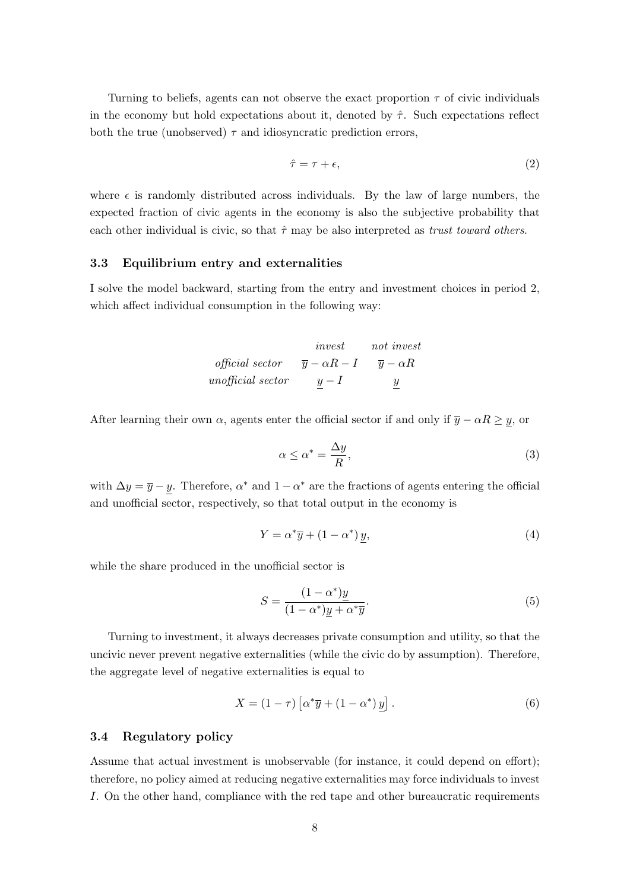Turning to beliefs, agents can not observe the exact proportion $\tau$ of civic individuals in the economy but hold expectations about it, denoted by $\hat{\tau}$. Such expectations reflect both the true (unobserved) $\tau$ and idiosyncratic prediction errors,

$$\hat{\tau} = \tau + \epsilon, \tag{2}$$

where $\epsilon$ is randomly distributed across individuals. By the law of large numbers, the expected fraction of civic agents in the economy is also the subjective probability that each other individual is civic, so that $\hat{\tau}$ may be also interpreted as *trust toward others*.

### 3.3 Equilibrium entry and externalities

I solve the model backward, starting from the entry and investment choices in period 2, which affect individual consumption in the following way:

| | *invest* | *not invest* |
|---|---|---|
| *official sector* | $\overline{y} - \alpha R - I$ | $\overline{y} - \alpha R$ |
| *unofficial sector* | $\underline{y} - I$ | $\underline{y}$ |

After learning their own $\alpha$, agents enter the official sector if and only if $\overline{y} - \alpha R \geq \underline{y}$, or

$$\alpha \leq \alpha^* = \frac{\Delta y}{R}, \tag{3}$$

with $\Delta y = \overline{y} - \underline{y}$. Therefore, $\alpha^*$ and $1 - \alpha^*$ are the fractions of agents entering the official and unofficial sector, respectively, so that total output in the economy is

$$Y = \alpha^* \overline{y} + (1 - \alpha^*)\, \underline{y}, \tag{4}$$

while the share produced in the unofficial sector is

$$S = \frac{(1 - \alpha^*)\underline{y}}{(1 - \alpha^*)\underline{y} + \alpha^* \overline{y}}. \tag{5}$$

Turning to investment, it always decreases private consumption and utility, so that the uncivic never prevent negative externalities (while the civic do by assumption). Therefore, the aggregate level of negative externalities is equal to

$$X = (1 - \tau)\left[\alpha^* \overline{y} + (1 - \alpha^*)\, \underline{y}\right]. \tag{6}$$

### 3.4 Regulatory policy

Assume that actual investment is unobservable (for instance, it could depend on effort); therefore, no policy aimed at reducing negative externalities may force individuals to invest $I$. On the other hand, compliance with the red tape and other bureaucratic requirements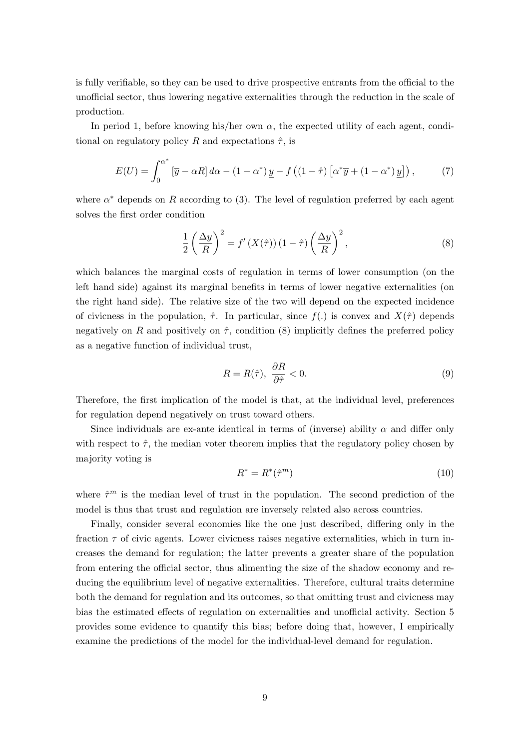is fully verifiable, so they can be used to drive prospective entrants from the official to the unofficial sector, thus lowering negative externalities through the reduction in the scale of production.

In period 1, before knowing his/her own $\alpha$, the expected utility of each agent, conditional on regulatory policy $R$ and expectations $\hat{\tau}$, is

$$E(U) = \int_0^{\alpha^*} \left[\overline{y} - \alpha R\right] d\alpha - (1-\alpha^*)\, \underline{y} - f\left((1-\hat{\tau})\left[\alpha^* \overline{y} + (1-\alpha^*)\, \underline{y}\right]\right), \tag{7}$$

where $\alpha^*$ depends on $R$ according to (3). The level of regulation preferred by each agent solves the first order condition

$$\frac{1}{2}\left(\frac{\Delta y}{R}\right)^2 = f'\left(X(\hat{\tau})\right)(1-\hat{\tau})\left(\frac{\Delta y}{R}\right)^2, \tag{8}$$

which balances the marginal costs of regulation in terms of lower consumption (on the left hand side) against its marginal benefits in terms of lower negative externalities (on the right hand side). The relative size of the two will depend on the expected incidence of civicness in the population, $\hat{\tau}$. In particular, since $f(.)$ is convex and $X(\hat{\tau})$ depends negatively on $R$ and positively on $\hat{\tau}$, condition (8) implicitly defines the preferred policy as a negative function of individual trust,

$$R = R(\hat{\tau}),\ \frac{\partial R}{\partial \hat{\tau}} < 0. \tag{9}$$

Therefore, the first implication of the model is that, at the individual level, preferences for regulation depend negatively on trust toward others.

Since individuals are ex-ante identical in terms of (inverse) ability $\alpha$ and differ only with respect to $\hat{\tau}$, the median voter theorem implies that the regulatory policy chosen by majority voting is

$$R^* = R^*(\hat{\tau}^m) \tag{10}$$

where $\hat{\tau}^m$ is the median level of trust in the population. The second prediction of the model is thus that trust and regulation are inversely related also across countries.

Finally, consider several economies like the one just described, differing only in the fraction $\tau$ of civic agents. Lower civicness raises negative externalities, which in turn increases the demand for regulation; the latter prevents a greater share of the population from entering the official sector, thus alimenting the size of the shadow economy and reducing the equilibrium level of negative externalities. Therefore, cultural traits determine both the demand for regulation and its outcomes, so that omitting trust and civicness may bias the estimated effects of regulation on externalities and unofficial activity. Section 5 provides some evidence to quantify this bias; before doing that, however, I empirically examine the predictions of the model for the individual-level demand for regulation.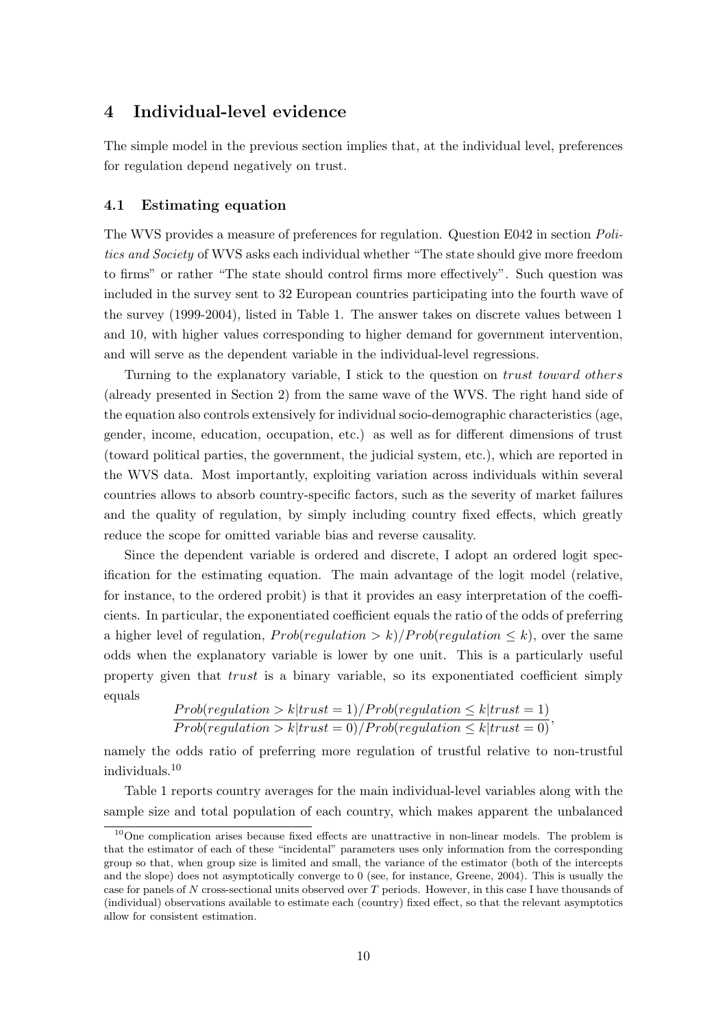## 4 Individual-level evidence

The simple model in the previous section implies that, at the individual level, preferences for regulation depend negatively on trust.

### 4.1 Estimating equation

The WVS provides a measure of preferences for regulation. Question E042 in section *Politics and Society* of WVS asks each individual whether "The state should give more freedom to firms" or rather "The state should control firms more effectively". Such question was included in the survey sent to 32 European countries participating into the fourth wave of the survey (1999-2004), listed in Table 1. The answer takes on discrete values between 1 and 10, with higher values corresponding to higher demand for government intervention, and will serve as the dependent variable in the individual-level regressions.

Turning to the explanatory variable, I stick to the question on *trust toward others* (already presented in Section 2) from the same wave of the WVS. The right hand side of the equation also controls extensively for individual socio-demographic characteristics (age, gender, income, education, occupation, etc.) as well as for different dimensions of trust (toward political parties, the government, the judicial system, etc.), which are reported in the WVS data. Most importantly, exploiting variation across individuals within several countries allows to absorb country-specific factors, such as the severity of market failures and the quality of regulation, by simply including country fixed effects, which greatly reduce the scope for omitted variable bias and reverse causality.

Since the dependent variable is ordered and discrete, I adopt an ordered logit specification for the estimating equation. The main advantage of the logit model (relative, for instance, to the ordered probit) is that it provides an easy interpretation of the coefficients. In particular, the exponentiated coefficient equals the ratio of the odds of preferring a higher level of regulation, $Prob(regulation > k)/Prob(regulation \leq k)$, over the same odds when the explanatory variable is lower by one unit. This is a particularly useful property given that *trust* is a binary variable, so its exponentiated coefficient simply equals

$$\frac{Prob(regulation > k|trust = 1)/Prob(regulation \leq k|trust = 1)}{Prob(regulation > k|trust = 0)/Prob(regulation \leq k|trust = 0)},$$

namely the odds ratio of preferring more regulation of trustful relative to non-trustful individuals.[10]

Table 1 reports country averages for the main individual-level variables along with the sample size and total population of each country, which makes apparent the unbalanced

[10] One complication arises because fixed effects are unattractive in non-linear models. The problem is that the estimator of each of these "incidental" parameters uses only information from the corresponding group so that, when group size is limited and small, the variance of the estimator (both of the intercepts and the slope) does not asymptotically converge to 0 (see, for instance, Greene, 2004). This is usually the case for panels of $N$ cross-sectional units observed over $T$ periods. However, in this case I have thousands of (individual) observations available to estimate each (country) fixed effect, so that the relevant asymptotics allow for consistent estimation.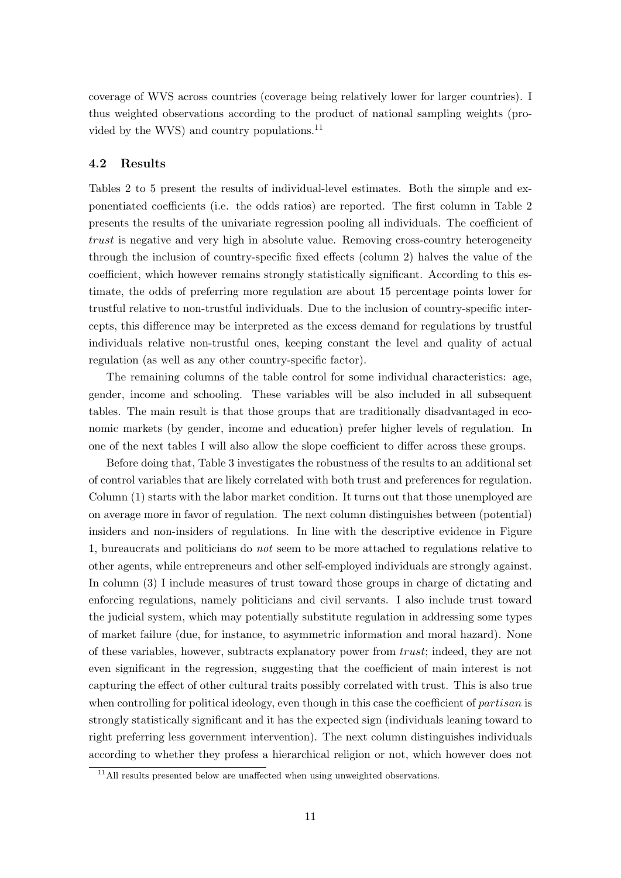coverage of WVS across countries (coverage being relatively lower for larger countries). I thus weighted observations according to the product of national sampling weights (provided by the WVS) and country populations.[11]

### 4.2 Results

Tables 2 to 5 present the results of individual-level estimates. Both the simple and exponentiated coefficients (i.e. the odds ratios) are reported. The first column in Table 2 presents the results of the univariate regression pooling all individuals. The coefficient of *trust* is negative and very high in absolute value. Removing cross-country heterogeneity through the inclusion of country-specific fixed effects (column 2) halves the value of the coefficient, which however remains strongly statistically significant. According to this estimate, the odds of preferring more regulation are about 15 percentage points lower for trustful relative to non-trustful individuals. Due to the inclusion of country-specific intercepts, this difference may be interpreted as the excess demand for regulations by trustful individuals relative non-trustful ones, keeping constant the level and quality of actual regulation (as well as any other country-specific factor).

The remaining columns of the table control for some individual characteristics: age, gender, income and schooling. These variables will be also included in all subsequent tables. The main result is that those groups that are traditionally disadvantaged in economic markets (by gender, income and education) prefer higher levels of regulation. In one of the next tables I will also allow the slope coefficient to differ across these groups.

Before doing that, Table 3 investigates the robustness of the results to an additional set of control variables that are likely correlated with both trust and preferences for regulation. Column (1) starts with the labor market condition. It turns out that those unemployed are on average more in favor of regulation. The next column distinguishes between (potential) insiders and non-insiders of regulations. In line with the descriptive evidence in Figure 1, bureaucrats and politicians do *not* seem to be more attached to regulations relative to other agents, while entrepreneurs and other self-employed individuals are strongly against. In column (3) I include measures of trust toward those groups in charge of dictating and enforcing regulations, namely politicians and civil servants. I also include trust toward the judicial system, which may potentially substitute regulation in addressing some types of market failure (due, for instance, to asymmetric information and moral hazard). None of these variables, however, subtracts explanatory power from *trust*; indeed, they are not even significant in the regression, suggesting that the coefficient of main interest is not capturing the effect of other cultural traits possibly correlated with trust. This is also true when controlling for political ideology, even though in this case the coefficient of *partisan* is strongly statistically significant and it has the expected sign (individuals leaning toward to right preferring less government intervention). The next column distinguishes individuals according to whether they profess a hierarchical religion or not, which however does not

[11] All results presented below are unaffected when using unweighted observations.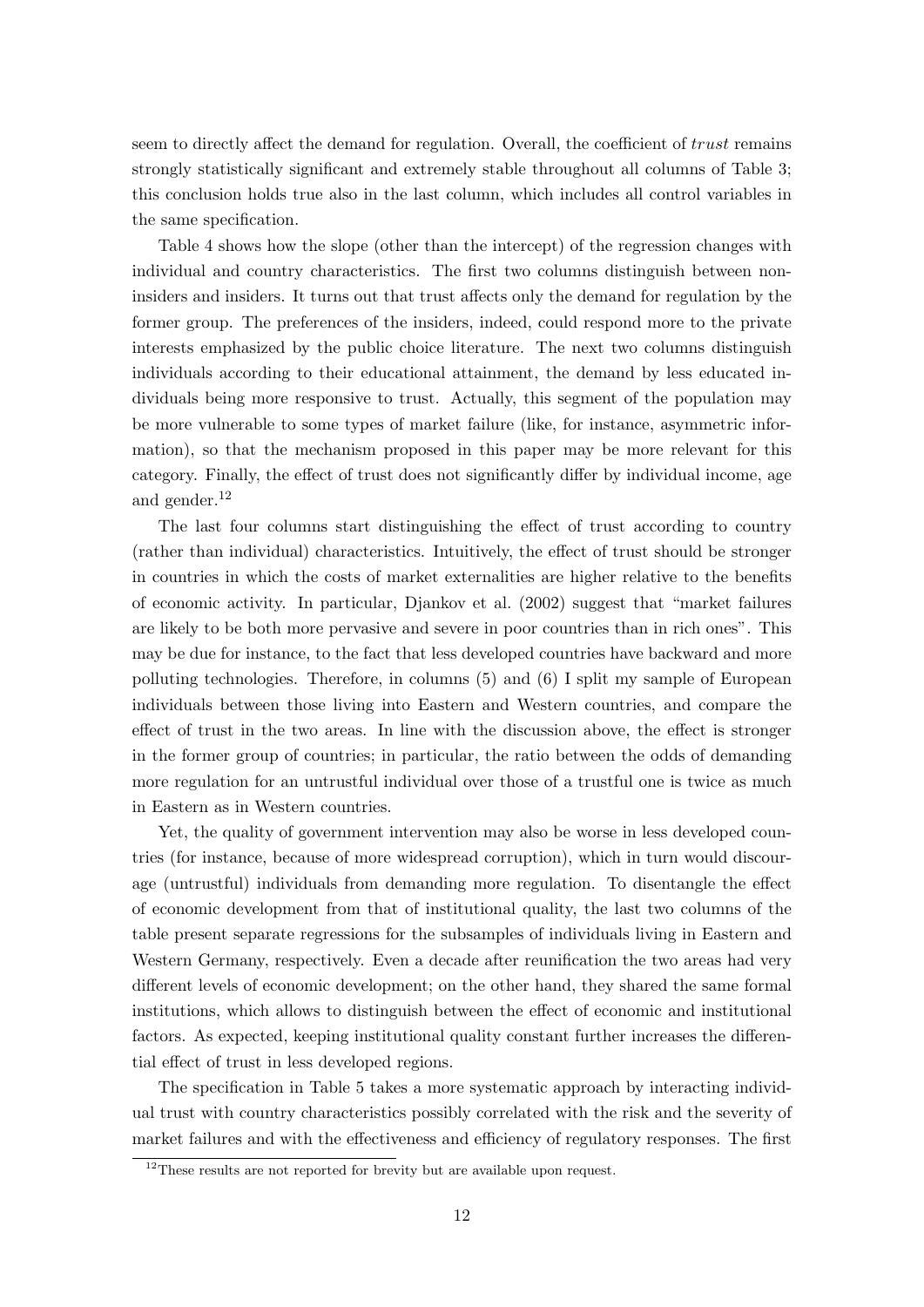seem to directly affect the demand for regulation. Overall, the coefficient of *trust* remains strongly statistically significant and extremely stable throughout all columns of Table 3; this conclusion holds true also in the last column, which includes all control variables in the same specification.

Table 4 shows how the slope (other than the intercept) of the regression changes with individual and country characteristics. The first two columns distinguish between non-insiders and insiders. It turns out that trust affects only the demand for regulation by the former group. The preferences of the insiders, indeed, could respond more to the private interests emphasized by the public choice literature. The next two columns distinguish individuals according to their educational attainment, the demand by less educated individuals being more responsive to trust. Actually, this segment of the population may be more vulnerable to some types of market failure (like, for instance, asymmetric information), so that the mechanism proposed in this paper may be more relevant for this category. Finally, the effect of trust does not significantly differ by individual income, age and gender.[12]

The last four columns start distinguishing the effect of trust according to country (rather than individual) characteristics. Intuitively, the effect of trust should be stronger in countries in which the costs of market externalities are higher relative to the benefits of economic activity. In particular, Djankov et al. (2002) suggest that "market failures are likely to be both more pervasive and severe in poor countries than in rich ones". This may be due for instance, to the fact that less developed countries have backward and more polluting technologies. Therefore, in columns (5) and (6) I split my sample of European individuals between those living into Eastern and Western countries, and compare the effect of trust in the two areas. In line with the discussion above, the effect is stronger in the former group of countries; in particular, the ratio between the odds of demanding more regulation for an untrustful individual over those of a trustful one is twice as much in Eastern as in Western countries.

Yet, the quality of government intervention may also be worse in less developed countries (for instance, because of more widespread corruption), which in turn would discourage (untrustful) individuals from demanding more regulation. To disentangle the effect of economic development from that of institutional quality, the last two columns of the table present separate regressions for the subsamples of individuals living in Eastern and Western Germany, respectively. Even a decade after reunification the two areas had very different levels of economic development; on the other hand, they shared the same formal institutions, which allows to distinguish between the effect of economic and institutional factors. As expected, keeping institutional quality constant further increases the differential effect of trust in less developed regions.

The specification in Table 5 takes a more systematic approach by interacting individual trust with country characteristics possibly correlated with the risk and the severity of market failures and with the effectiveness and efficiency of regulatory responses. The first

[12] These results are not reported for brevity but are available upon request.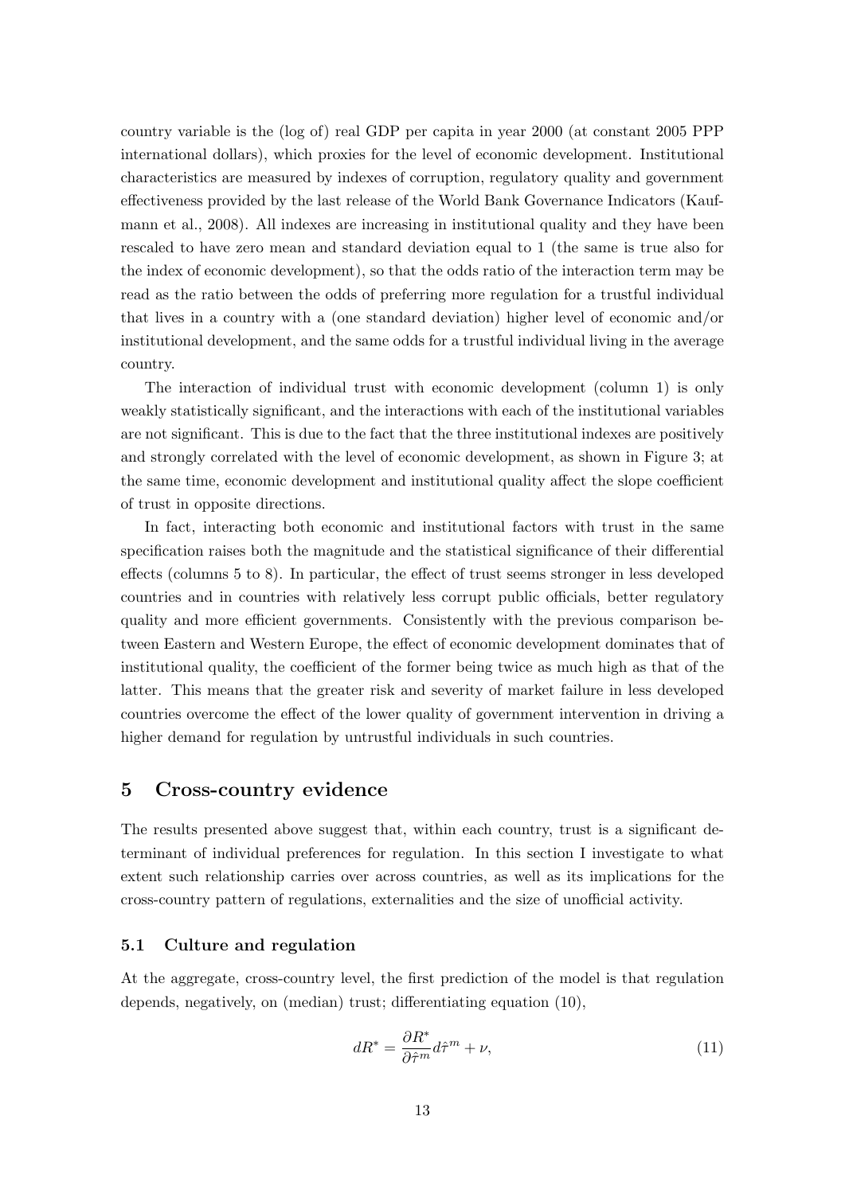country variable is the (log of) real GDP per capita in year 2000 (at constant 2005 PPP international dollars), which proxies for the level of economic development. Institutional characteristics are measured by indexes of corruption, regulatory quality and government effectiveness provided by the last release of the World Bank Governance Indicators (Kaufmann et al., 2008). All indexes are increasing in institutional quality and they have been rescaled to have zero mean and standard deviation equal to 1 (the same is true also for the index of economic development), so that the odds ratio of the interaction term may be read as the ratio between the odds of preferring more regulation for a trustful individual that lives in a country with a (one standard deviation) higher level of economic and/or institutional development, and the same odds for a trustful individual living in the average country.

The interaction of individual trust with economic development (column 1) is only weakly statistically significant, and the interactions with each of the institutional variables are not significant. This is due to the fact that the three institutional indexes are positively and strongly correlated with the level of economic development, as shown in Figure 3; at the same time, economic development and institutional quality affect the slope coefficient of trust in opposite directions.

In fact, interacting both economic and institutional factors with trust in the same specification raises both the magnitude and the statistical significance of their differential effects (columns 5 to 8). In particular, the effect of trust seems stronger in less developed countries and in countries with relatively less corrupt public officials, better regulatory quality and more efficient governments. Consistently with the previous comparison between Eastern and Western Europe, the effect of economic development dominates that of institutional quality, the coefficient of the former being twice as much high as that of the latter. This means that the greater risk and severity of market failure in less developed countries overcome the effect of the lower quality of government intervention in driving a higher demand for regulation by untrustful individuals in such countries.

## 5 Cross-country evidence

The results presented above suggest that, within each country, trust is a significant determinant of individual preferences for regulation. In this section I investigate to what extent such relationship carries over across countries, as well as its implications for the cross-country pattern of regulations, externalities and the size of unofficial activity.

### 5.1 Culture and regulation

At the aggregate, cross-country level, the first prediction of the model is that regulation depends, negatively, on (median) trust; differentiating equation (10),

$$dR^* = \frac{\partial R^*}{\partial \hat{\tau}^m} d\hat{\tau}^m + \nu, \tag{11}$$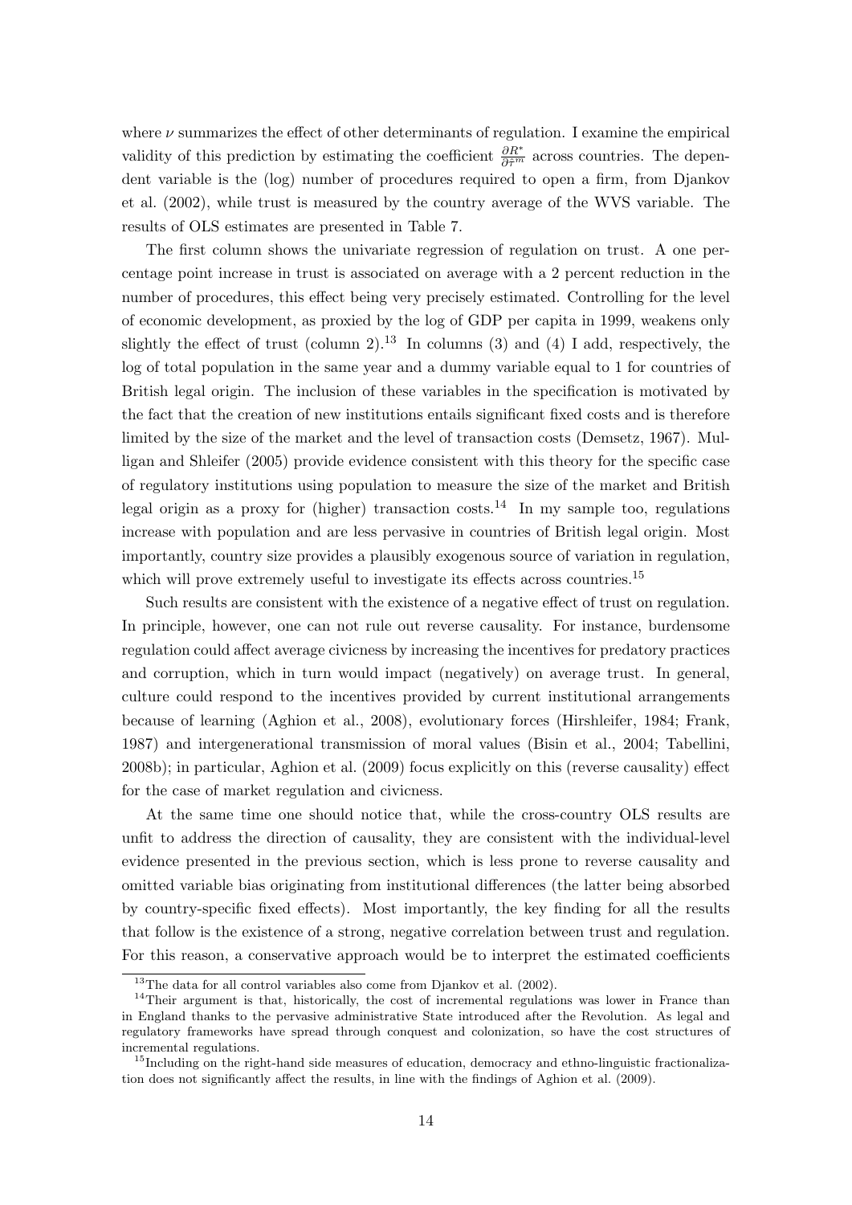where $\nu$ summarizes the effect of other determinants of regulation. I examine the empirical validity of this prediction by estimating the coefficient $\frac{\partial R^*}{\partial \bar{\tau}^m}$ across countries. The dependent variable is the (log) number of procedures required to open a firm, from Djankov et al. (2002), while trust is measured by the country average of the WVS variable. The results of OLS estimates are presented in Table 7.

The first column shows the univariate regression of regulation on trust. A one percentage point increase in trust is associated on average with a 2 percent reduction in the number of procedures, this effect being very precisely estimated. Controlling for the level of economic development, as proxied by the log of GDP per capita in 1999, weakens only slightly the effect of trust (column 2).[13] In columns (3) and (4) I add, respectively, the log of total population in the same year and a dummy variable equal to 1 for countries of British legal origin. The inclusion of these variables in the specification is motivated by the fact that the creation of new institutions entails significant fixed costs and is therefore limited by the size of the market and the level of transaction costs (Demsetz, 1967). Mulligan and Shleifer (2005) provide evidence consistent with this theory for the specific case of regulatory institutions using population to measure the size of the market and British legal origin as a proxy for (higher) transaction costs.[14] In my sample too, regulations increase with population and are less pervasive in countries of British legal origin. Most importantly, country size provides a plausibly exogenous source of variation in regulation, which will prove extremely useful to investigate its effects across countries.[15]

Such results are consistent with the existence of a negative effect of trust on regulation. In principle, however, one can not rule out reverse causality. For instance, burdensome regulation could affect average civicness by increasing the incentives for predatory practices and corruption, which in turn would impact (negatively) on average trust. In general, culture could respond to the incentives provided by current institutional arrangements because of learning (Aghion et al., 2008), evolutionary forces (Hirshleifer, 1984; Frank, 1987) and intergenerational transmission of moral values (Bisin et al., 2004; Tabellini, 2008b); in particular, Aghion et al. (2009) focus explicitly on this (reverse causality) effect for the case of market regulation and civicness.

At the same time one should notice that, while the cross-country OLS results are unfit to address the direction of causality, they are consistent with the individual-level evidence presented in the previous section, which is less prone to reverse causality and omitted variable bias originating from institutional differences (the latter being absorbed by country-specific fixed effects). Most importantly, the key finding for all the results that follow is the existence of a strong, negative correlation between trust and regulation. For this reason, a conservative approach would be to interpret the estimated coefficients

[13] The data for all control variables also come from Djankov et al. (2002).

[14] Their argument is that, historically, the cost of incremental regulations was lower in France than in England thanks to the pervasive administrative State introduced after the Revolution. As legal and regulatory frameworks have spread through conquest and colonization, so have the cost structures of incremental regulations.

[15] Including on the right-hand side measures of education, democracy and ethno-linguistic fractionalization does not significantly affect the results, in line with the findings of Aghion et al. (2009).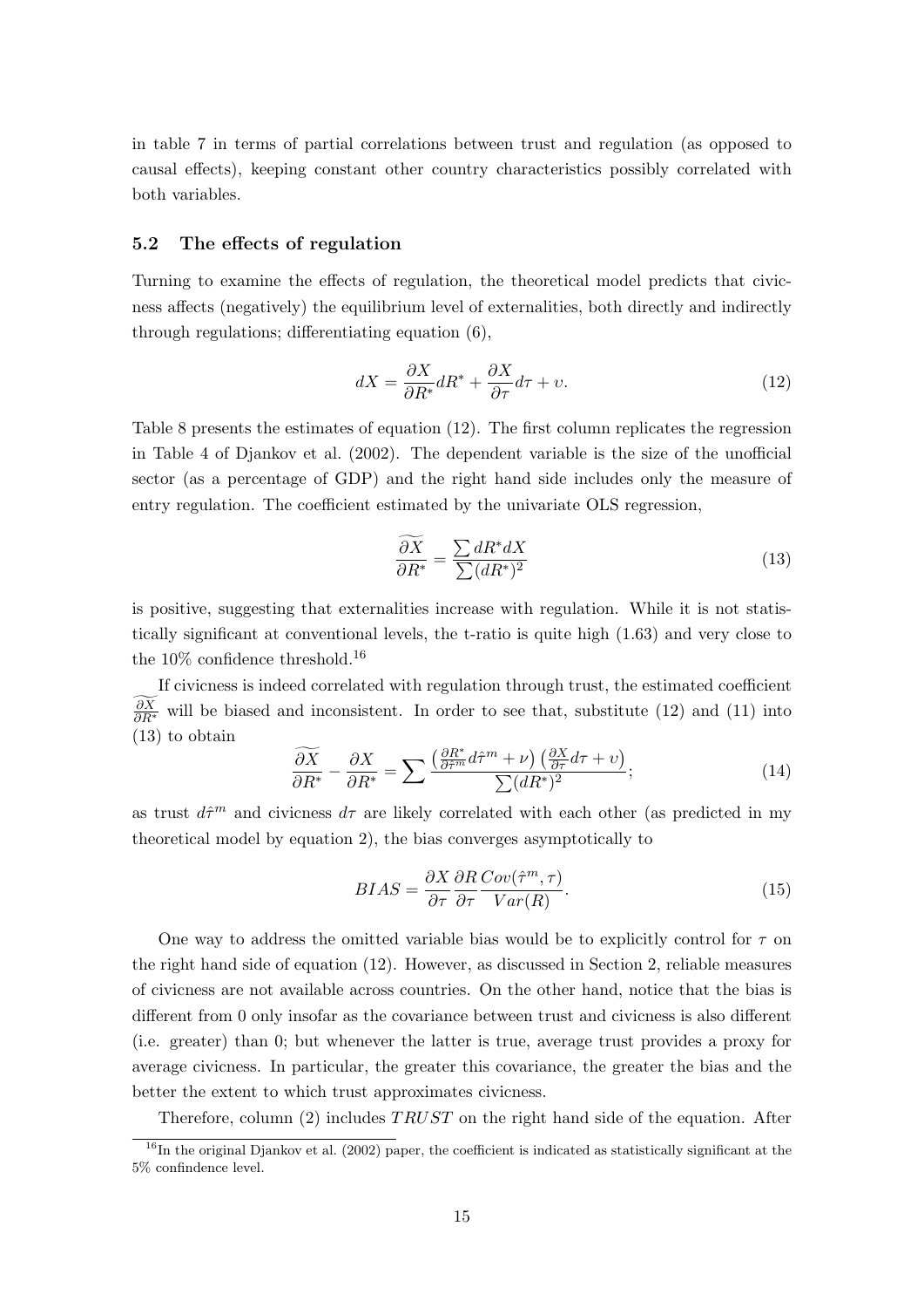in table 7 in terms of partial correlations between trust and regulation (as opposed to causal effects), keeping constant other country characteristics possibly correlated with both variables.

### 5.2 The effects of regulation

Turning to examine the effects of regulation, the theoretical model predicts that civicness affects (negatively) the equilibrium level of externalities, both directly and indirectly through regulations; differentiating equation (6),

$$dX = \frac{\partial X}{\partial R^*} dR^* + \frac{\partial X}{\partial \tau} d\tau + \upsilon. \tag{12}$$

Table 8 presents the estimates of equation (12). The first column replicates the regression in Table 4 of Djankov et al. (2002). The dependent variable is the size of the unofficial sector (as a percentage of GDP) and the right hand side includes only the measure of entry regulation. The coefficient estimated by the univariate OLS regression,

$$\widetilde{\frac{\partial X}{\partial R^*}} = \frac{\sum dR^* dX}{\sum (dR^*)^2} \tag{13}$$

is positive, suggesting that externalities increase with regulation. While it is not statistically significant at conventional levels, the t-ratio is quite high (1.63) and very close to the 10% confidence threshold.[16]

If civicness is indeed correlated with regulation through trust, the estimated coefficient $\widetilde{\frac{\partial X}{\partial R^*}}$ will be biased and inconsistent. In order to see that, substitute (12) and (11) into (13) to obtain

$$\widetilde{\frac{\partial X}{\partial R^*}} - \frac{\partial X}{\partial R^*} = \sum \frac{\left(\frac{\partial R^*}{\partial \hat{\tau}^m} d\hat{\tau}^m + \nu\right)\left(\frac{\partial X}{\partial \tau} d\tau + \upsilon\right)}{\sum (dR^*)^2}; \tag{14}$$

as trust $d\hat{\tau}^m$ and civicness $d\tau$ are likely correlated with each other (as predicted in my theoretical model by equation 2), the bias converges asymptotically to

$$BIAS = \frac{\partial X}{\partial \tau} \frac{\partial R}{\partial \tau} \frac{Cov(\hat{\tau}^m, \tau)}{Var(R)}. \tag{15}$$

One way to address the omitted variable bias would be to explicitly control for $\tau$ on the right hand side of equation (12). However, as discussed in Section 2, reliable measures of civicness are not available across countries. On the other hand, notice that the bias is different from 0 only insofar as the covariance between trust and civicness is also different (i.e. greater) than 0; but whenever the latter is true, average trust provides a proxy for average civicness. In particular, the greater this covariance, the greater the bias and the better the extent to which trust approximates civicness.

Therefore, column (2) includes $TRUST$ on the right hand side of the equation. After

[16] In the original Djankov et al. (2002) paper, the coefficient is indicated as statistically significant at the 5% confindence level.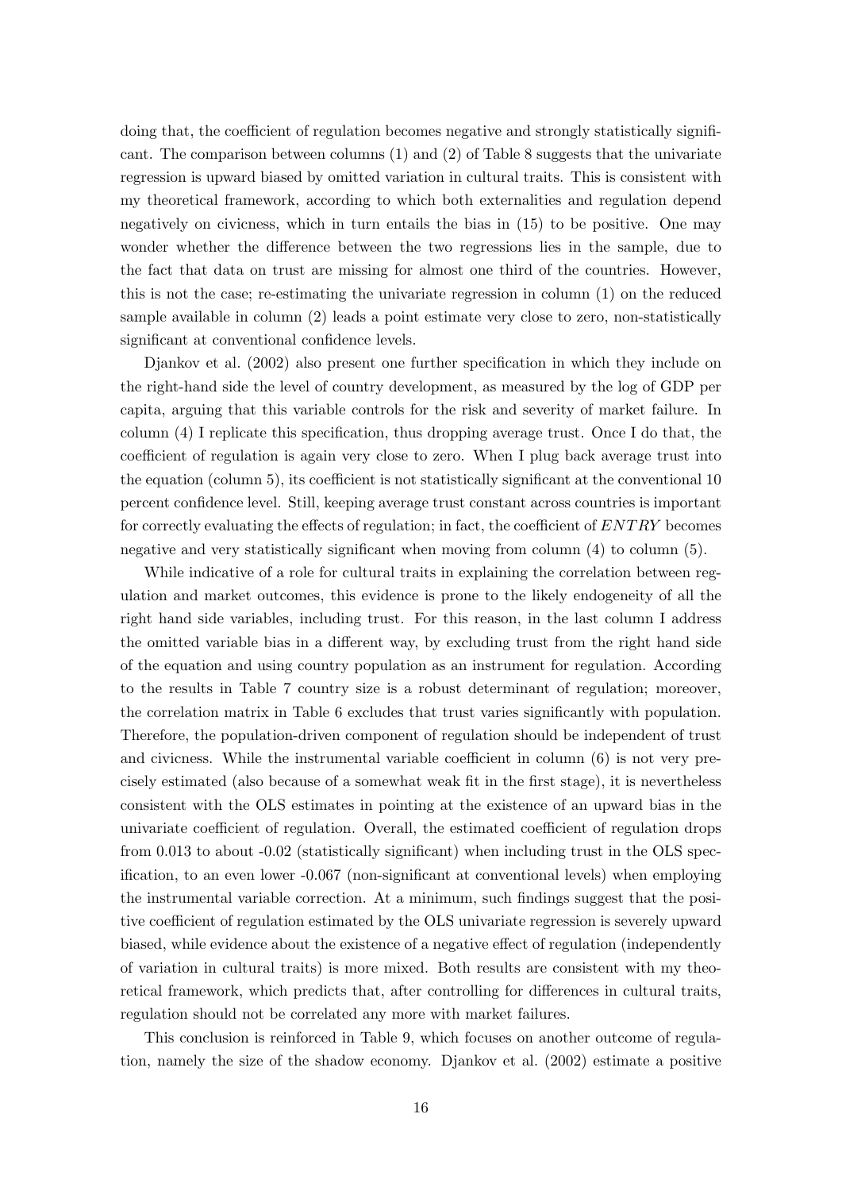doing that, the coefficient of regulation becomes negative and strongly statistically significant. The comparison between columns (1) and (2) of Table 8 suggests that the univariate regression is upward biased by omitted variation in cultural traits. This is consistent with my theoretical framework, according to which both externalities and regulation depend negatively on civicness, which in turn entails the bias in (15) to be positive. One may wonder whether the difference between the two regressions lies in the sample, due to the fact that data on trust are missing for almost one third of the countries. However, this is not the case; re-estimating the univariate regression in column (1) on the reduced sample available in column (2) leads a point estimate very close to zero, non-statistically significant at conventional confidence levels.

Djankov et al. (2002) also present one further specification in which they include on the right-hand side the level of country development, as measured by the log of GDP per capita, arguing that this variable controls for the risk and severity of market failure. In column (4) I replicate this specification, thus dropping average trust. Once I do that, the coefficient of regulation is again very close to zero. When I plug back average trust into the equation (column 5), its coefficient is not statistically significant at the conventional 10 percent confidence level. Still, keeping average trust constant across countries is important for correctly evaluating the effects of regulation; in fact, the coefficient of $ENTRY$ becomes negative and very statistically significant when moving from column (4) to column (5).

While indicative of a role for cultural traits in explaining the correlation between regulation and market outcomes, this evidence is prone to the likely endogeneity of all the right hand side variables, including trust. For this reason, in the last column I address the omitted variable bias in a different way, by excluding trust from the right hand side of the equation and using country population as an instrument for regulation. According to the results in Table 7 country size is a robust determinant of regulation; moreover, the correlation matrix in Table 6 excludes that trust varies significantly with population. Therefore, the population-driven component of regulation should be independent of trust and civicness. While the instrumental variable coefficient in column (6) is not very precisely estimated (also because of a somewhat weak fit in the first stage), it is nevertheless consistent with the OLS estimates in pointing at the existence of an upward bias in the univariate coefficient of regulation. Overall, the estimated coefficient of regulation drops from 0.013 to about -0.02 (statistically significant) when including trust in the OLS specification, to an even lower -0.067 (non-significant at conventional levels) when employing the instrumental variable correction. At a minimum, such findings suggest that the positive coefficient of regulation estimated by the OLS univariate regression is severely upward biased, while evidence about the existence of a negative effect of regulation (independently of variation in cultural traits) is more mixed. Both results are consistent with my theoretical framework, which predicts that, after controlling for differences in cultural traits, regulation should not be correlated any more with market failures.

This conclusion is reinforced in Table 9, which focuses on another outcome of regulation, namely the size of the shadow economy. Djankov et al. (2002) estimate a positive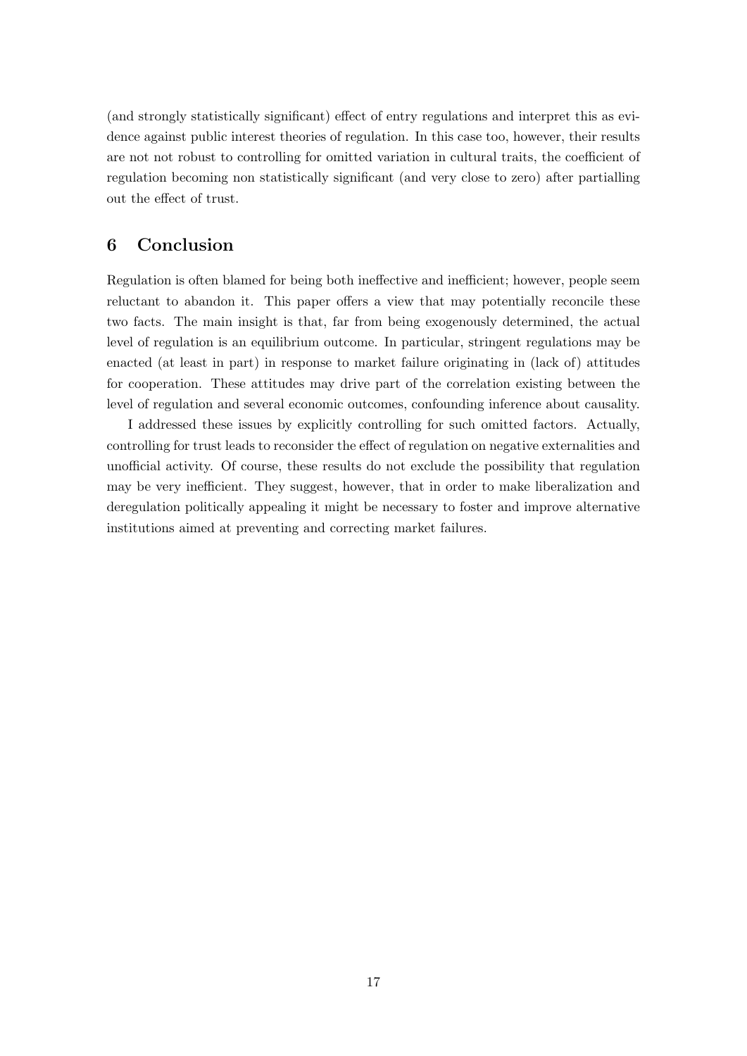(and strongly statistically significant) effect of entry regulations and interpret this as evidence against public interest theories of regulation. In this case too, however, their results are not not robust to controlling for omitted variation in cultural traits, the coefficient of regulation becoming non statistically significant (and very close to zero) after partialling out the effect of trust.

## 6 Conclusion

Regulation is often blamed for being both ineffective and inefficient; however, people seem reluctant to abandon it. This paper offers a view that may potentially reconcile these two facts. The main insight is that, far from being exogenously determined, the actual level of regulation is an equilibrium outcome. In particular, stringent regulations may be enacted (at least in part) in response to market failure originating in (lack of) attitudes for cooperation. These attitudes may drive part of the correlation existing between the level of regulation and several economic outcomes, confounding inference about causality.

I addressed these issues by explicitly controlling for such omitted factors. Actually, controlling for trust leads to reconsider the effect of regulation on negative externalities and unofficial activity. Of course, these results do not exclude the possibility that regulation may be very inefficient. They suggest, however, that in order to make liberalization and deregulation politically appealing it might be necessary to foster and improve alternative institutions aimed at preventing and correcting market failures.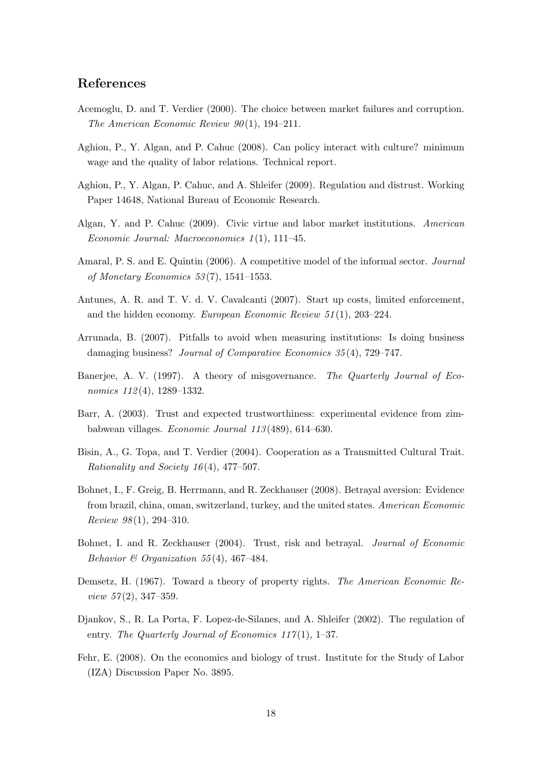## References

Acemoglu, D. and T. Verdier (2000). The choice between market failures and corruption. *The American Economic Review 90*(1), 194–211.

Aghion, P., Y. Algan, and P. Cahuc (2008). Can policy interact with culture? minimum wage and the quality of labor relations. Technical report.

Aghion, P., Y. Algan, P. Cahuc, and A. Shleifer (2009). Regulation and distrust. Working Paper 14648, National Bureau of Economic Research.

Algan, Y. and P. Cahuc (2009). Civic virtue and labor market institutions. *American Economic Journal: Macroeconomics 1*(1), 111–45.

Amaral, P. S. and E. Quintin (2006). A competitive model of the informal sector. *Journal of Monetary Economics 53*(7), 1541–1553.

Antunes, A. R. and T. V. d. V. Cavalcanti (2007). Start up costs, limited enforcement, and the hidden economy. *European Economic Review 51*(1), 203–224.

Arrunada, B. (2007). Pitfalls to avoid when measuring institutions: Is doing business damaging business? *Journal of Comparative Economics 35*(4), 729–747.

Banerjee, A. V. (1997). A theory of misgovernance. *The Quarterly Journal of Economics 112*(4), 1289–1332.

Barr, A. (2003). Trust and expected trustworthiness: experimental evidence from zimbabwean villages. *Economic Journal 113*(489), 614–630.

Bisin, A., G. Topa, and T. Verdier (2004). Cooperation as a Transmitted Cultural Trait. *Rationality and Society 16*(4), 477–507.

Bohnet, I., F. Greig, B. Herrmann, and R. Zeckhauser (2008). Betrayal aversion: Evidence from brazil, china, oman, switzerland, turkey, and the united states. *American Economic Review 98*(1), 294–310.

Bohnet, I. and R. Zeckhauser (2004). Trust, risk and betrayal. *Journal of Economic Behavior & Organization 55*(4), 467–484.

Demsetz, H. (1967). Toward a theory of property rights. *The American Economic Review 57*(2), 347–359.

Djankov, S., R. La Porta, F. Lopez-de-Silanes, and A. Shleifer (2002). The regulation of entry. *The Quarterly Journal of Economics 117*(1), 1–37.

Fehr, E. (2008). On the economics and biology of trust. Institute for the Study of Labor (IZA) Discussion Paper No. 3895.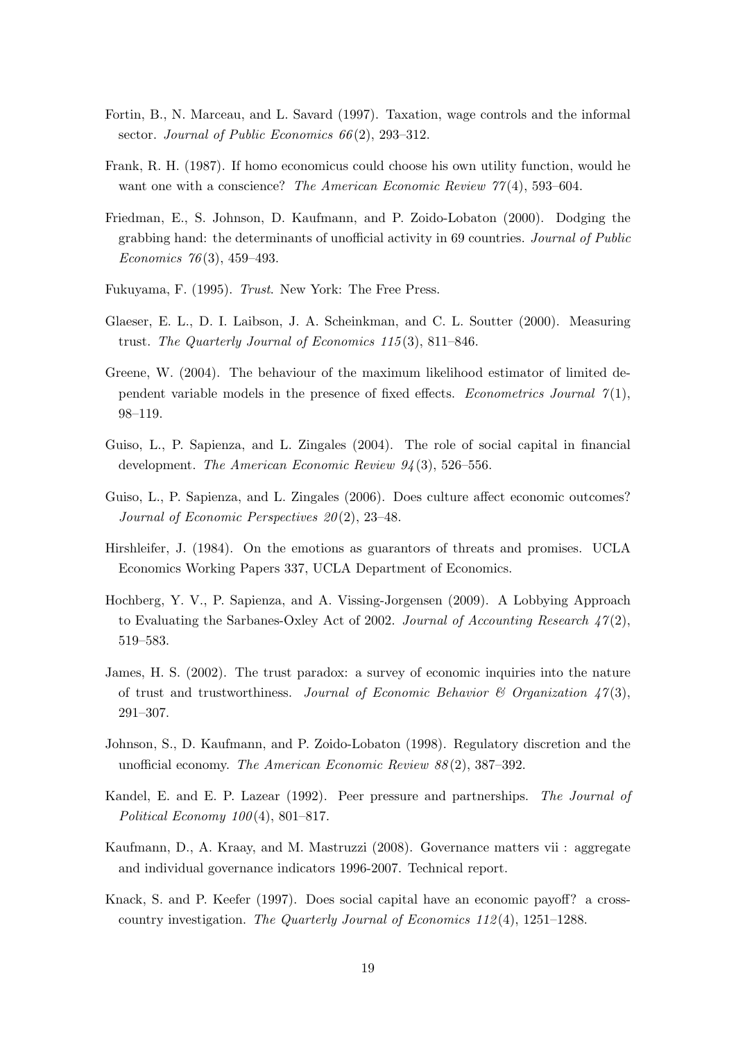Fortin, B., N. Marceau, and L. Savard (1997). Taxation, wage controls and the informal sector. *Journal of Public Economics 66*(2), 293–312.

Frank, R. H. (1987). If homo economicus could choose his own utility function, would he want one with a conscience? *The American Economic Review 77*(4), 593–604.

Friedman, E., S. Johnson, D. Kaufmann, and P. Zoido-Lobaton (2000). Dodging the grabbing hand: the determinants of unofficial activity in 69 countries. *Journal of Public Economics 76*(3), 459–493.

Fukuyama, F. (1995). *Trust*. New York: The Free Press.

Glaeser, E. L., D. I. Laibson, J. A. Scheinkman, and C. L. Soutter (2000). Measuring trust. *The Quarterly Journal of Economics 115*(3), 811–846.

Greene, W. (2004). The behaviour of the maximum likelihood estimator of limited dependent variable models in the presence of fixed effects. *Econometrics Journal 7*(1), 98–119.

Guiso, L., P. Sapienza, and L. Zingales (2004). The role of social capital in financial development. *The American Economic Review 94*(3), 526–556.

Guiso, L., P. Sapienza, and L. Zingales (2006). Does culture affect economic outcomes? *Journal of Economic Perspectives 20*(2), 23–48.

Hirshleifer, J. (1984). On the emotions as guarantors of threats and promises. UCLA Economics Working Papers 337, UCLA Department of Economics.

Hochberg, Y. V., P. Sapienza, and A. Vissing-Jorgensen (2009). A Lobbying Approach to Evaluating the Sarbanes-Oxley Act of 2002. *Journal of Accounting Research 47*(2), 519–583.

James, H. S. (2002). The trust paradox: a survey of economic inquiries into the nature of trust and trustworthiness. *Journal of Economic Behavior & Organization 47*(3), 291–307.

Johnson, S., D. Kaufmann, and P. Zoido-Lobaton (1998). Regulatory discretion and the unofficial economy. *The American Economic Review 88*(2), 387–392.

Kandel, E. and E. P. Lazear (1992). Peer pressure and partnerships. *The Journal of Political Economy 100*(4), 801–817.

Kaufmann, D., A. Kraay, and M. Mastruzzi (2008). Governance matters vii : aggregate and individual governance indicators 1996-2007. Technical report.

Knack, S. and P. Keefer (1997). Does social capital have an economic payoff? a cross-country investigation. *The Quarterly Journal of Economics 112*(4), 1251–1288.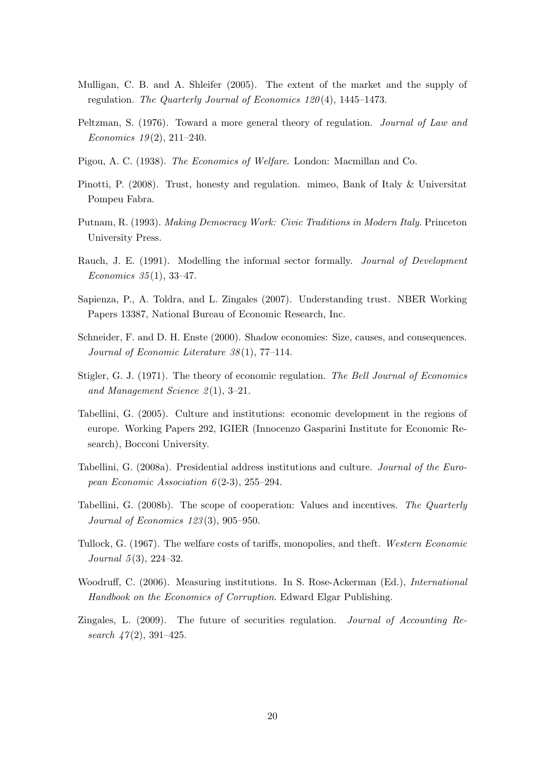Mulligan, C. B. and A. Shleifer (2005). The extent of the market and the supply of regulation. *The Quarterly Journal of Economics 120*(4), 1445–1473.

Peltzman, S. (1976). Toward a more general theory of regulation. *Journal of Law and Economics 19*(2), 211–240.

Pigou, A. C. (1938). *The Economics of Welfare*. London: Macmillan and Co.

Pinotti, P. (2008). Trust, honesty and regulation. mimeo, Bank of Italy & Universitat Pompeu Fabra.

Putnam, R. (1993). *Making Democracy Work: Civic Traditions in Modern Italy*. Princeton University Press.

Rauch, J. E. (1991). Modelling the informal sector formally. *Journal of Development Economics 35*(1), 33–47.

Sapienza, P., A. Toldra, and L. Zingales (2007). Understanding trust. NBER Working Papers 13387, National Bureau of Economic Research, Inc.

Schneider, F. and D. H. Enste (2000). Shadow economies: Size, causes, and consequences. *Journal of Economic Literature 38*(1), 77–114.

Stigler, G. J. (1971). The theory of economic regulation. *The Bell Journal of Economics and Management Science 2*(1), 3–21.

Tabellini, G. (2005). Culture and institutions: economic development in the regions of europe. Working Papers 292, IGIER (Innocenzo Gasparini Institute for Economic Research), Bocconi University.

Tabellini, G. (2008a). Presidential address institutions and culture. *Journal of the European Economic Association 6*(2-3), 255–294.

Tabellini, G. (2008b). The scope of cooperation: Values and incentives. *The Quarterly Journal of Economics 123*(3), 905–950.

Tullock, G. (1967). The welfare costs of tariffs, monopolies, and theft. *Western Economic Journal 5*(3), 224–32.

Woodruff, C. (2006). Measuring institutions. In S. Rose-Ackerman (Ed.), *International Handbook on the Economics of Corruption*. Edward Elgar Publishing.

Zingales, L. (2009). The future of securities regulation. *Journal of Accounting Research 47*(2), 391–425.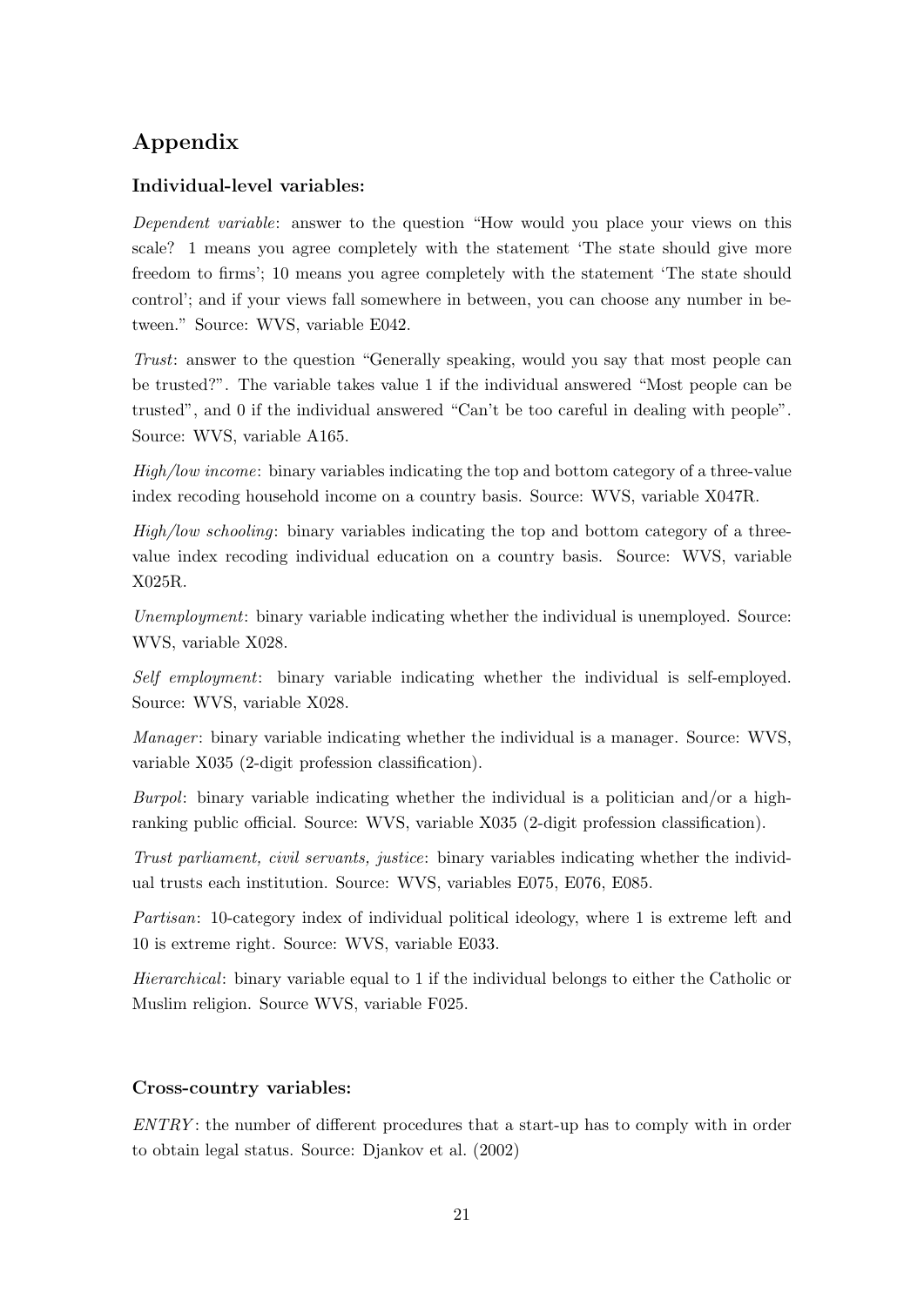# Appendix

### Individual-level variables:

*Dependent variable*: answer to the question "How would you place your views on this scale? 1 means you agree completely with the statement 'The state should give more freedom to firms'; 10 means you agree completely with the statement 'The state should control'; and if your views fall somewhere in between, you can choose any number in between." Source: WVS, variable E042.

*Trust*: answer to the question "Generally speaking, would you say that most people can be trusted?". The variable takes value 1 if the individual answered "Most people can be trusted", and 0 if the individual answered "Can't be too careful in dealing with people". Source: WVS, variable A165.

*High/low income*: binary variables indicating the top and bottom category of a three-value index recoding household income on a country basis. Source: WVS, variable X047R.

*High/low schooling*: binary variables indicating the top and bottom category of a three-value index recoding individual education on a country basis. Source: WVS, variable X025R.

*Unemployment*: binary variable indicating whether the individual is unemployed. Source: WVS, variable X028.

*Self employment*: binary variable indicating whether the individual is self-employed. Source: WVS, variable X028.

*Manager*: binary variable indicating whether the individual is a manager. Source: WVS, variable X035 (2-digit profession classification).

*Burpol*: binary variable indicating whether the individual is a politician and/or a high-ranking public official. Source: WVS, variable X035 (2-digit profession classification).

*Trust parliament, civil servants, justice*: binary variables indicating whether the individual trusts each institution. Source: WVS, variables E075, E076, E085.

*Partisan*: 10-category index of individual political ideology, where 1 is extreme left and 10 is extreme right. Source: WVS, variable E033.

*Hierarchical*: binary variable equal to 1 if the individual belongs to either the Catholic or Muslim religion. Source WVS, variable F025.

### Cross-country variables:

*ENTRY*: the number of different procedures that a start-up has to comply with in order to obtain legal status. Source: Djankov et al. (2002)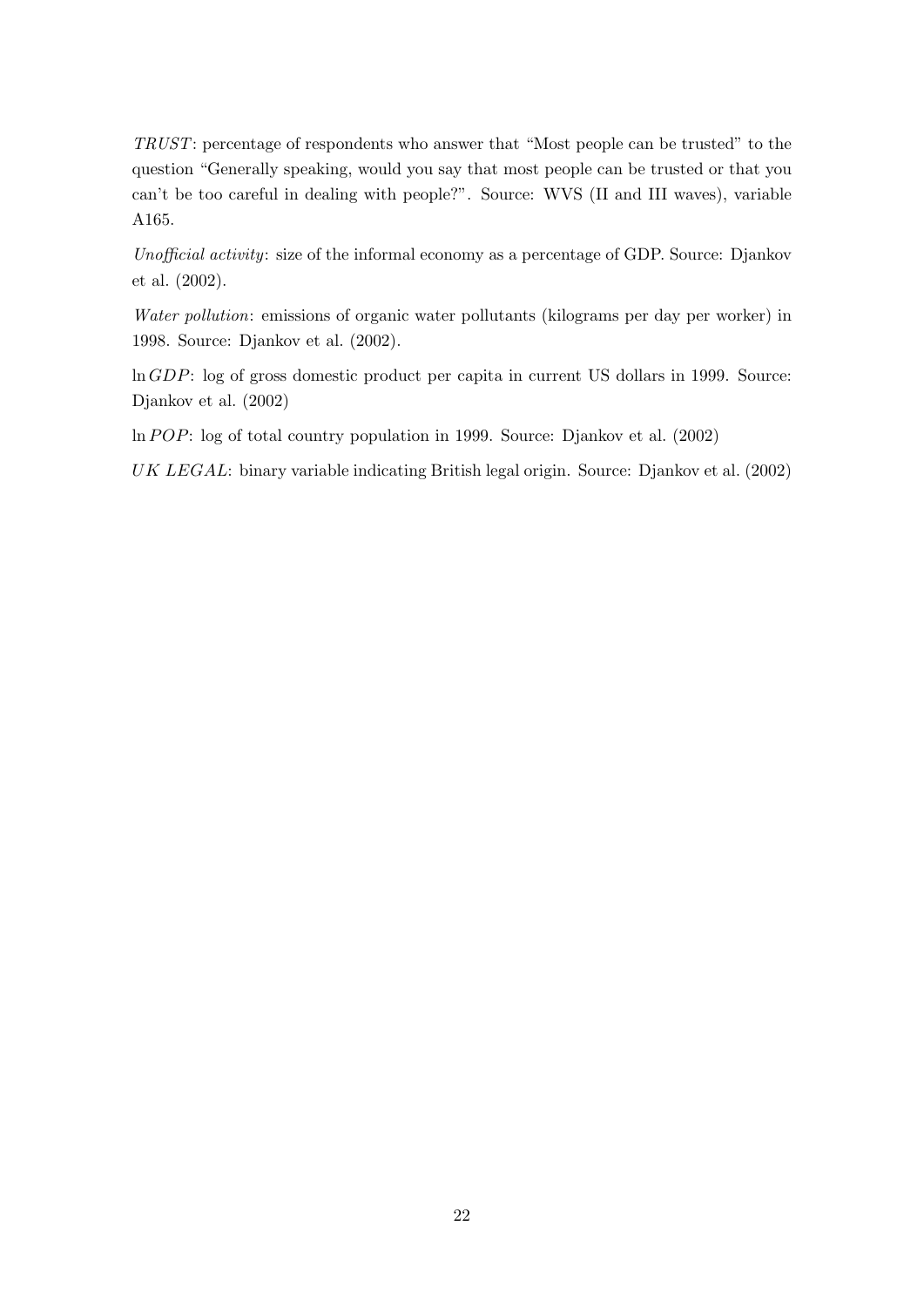*TRUST*: percentage of respondents who answer that "Most people can be trusted" to the question "Generally speaking, would you say that most people can be trusted or that you can't be too careful in dealing with people?". Source: WVS (II and III waves), variable A165.

*Unofficial activity*: size of the informal economy as a percentage of GDP. Source: Djankov et al. (2002).

*Water pollution*: emissions of organic water pollutants (kilograms per day per worker) in 1998. Source: Djankov et al. (2002).

$\ln GDP$: log of gross domestic product per capita in current US dollars in 1999. Source: Djankov et al. (2002)

$\ln POP$: log of total country population in 1999. Source: Djankov et al. (2002)

*UK LEGAL*: binary variable indicating British legal origin. Source: Djankov et al. (2002)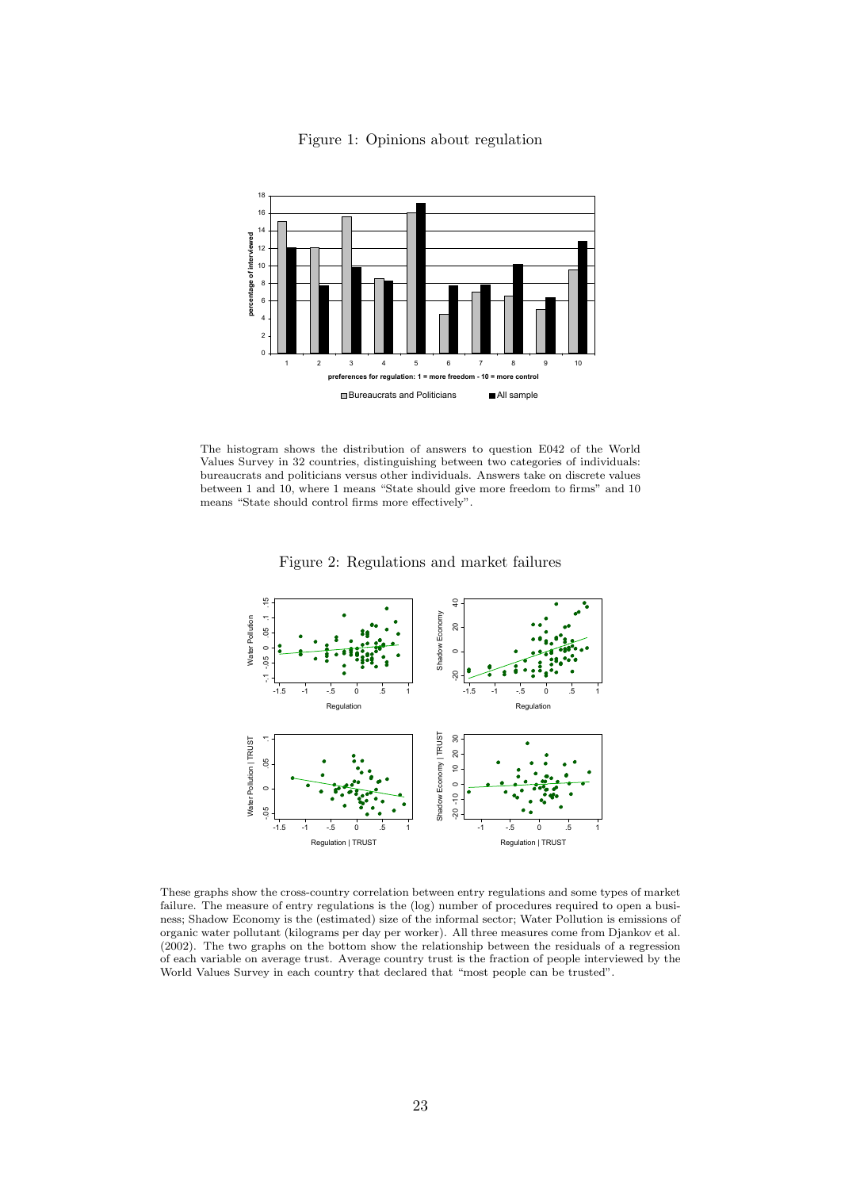Figure 1: Opinions about regulation

The histogram shows the distribution of answers to question E042 of the World Values Survey in 32 countries, distinguishing between two categories of individuals: bureaucrats and politicians versus other individuals. Answers take on discrete values between 1 and 10, where 1 means "State should give more freedom to firms" and 10 means "State should control firms more effectively".

Figure 2: Regulations and market failures

These graphs show the cross-country correlation between entry regulations and some types of market failure. The measure of entry regulations is the (log) number of procedures required to open a business; Shadow Economy is the (estimated) size of the informal sector; Water Pollution is emissions of organic water pollutant (kilograms per day per worker). All three measures come from Djankov et al. (2002). The two graphs on the bottom show the relationship between the residuals of a regression of each variable on average trust. Average country trust is the fraction of people interviewed by the World Values Survey in each country that declared that "most people can be trusted".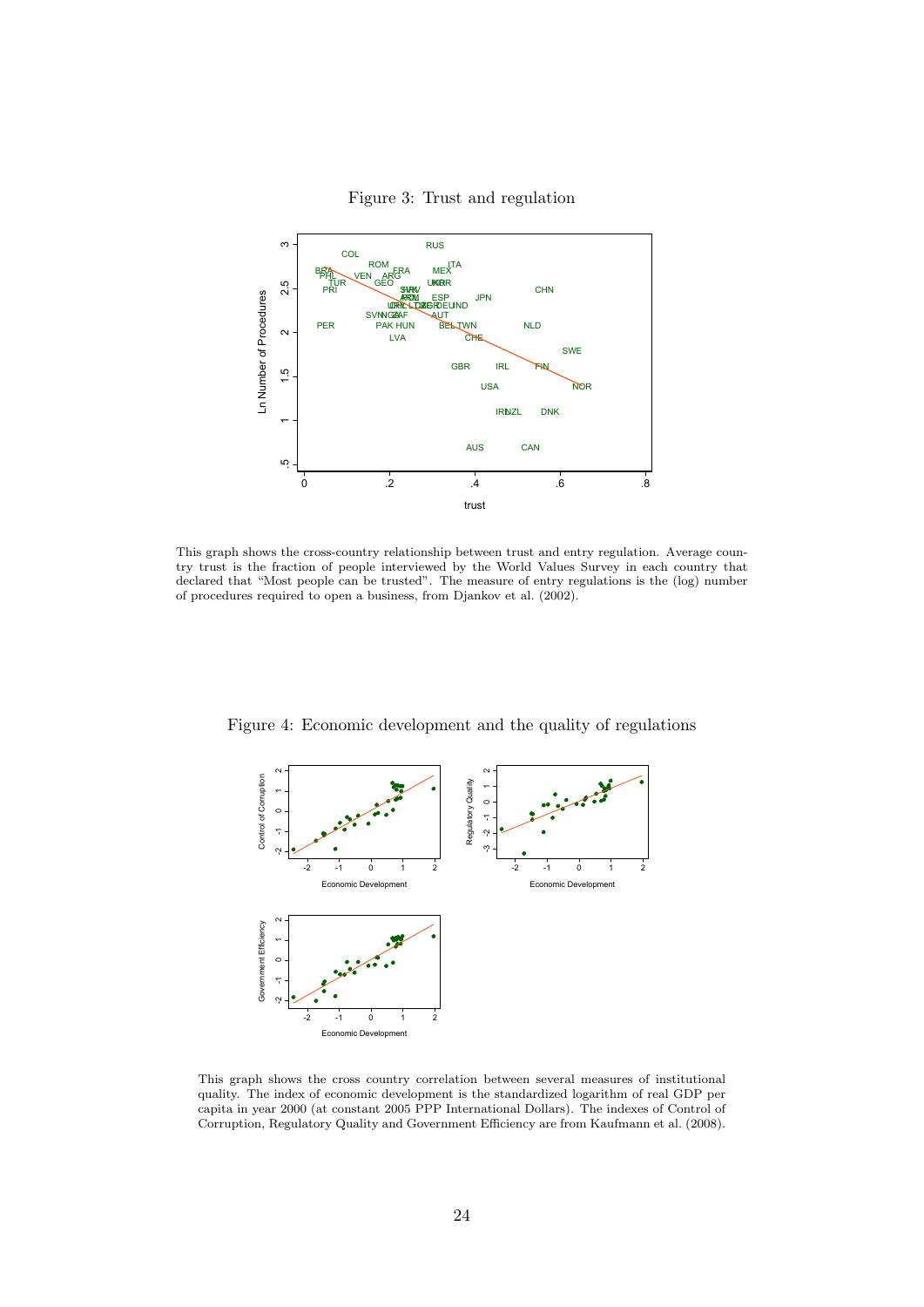Figure 3: Trust and regulation

This graph shows the cross-country relationship between trust and entry regulation. Average country trust is the fraction of people interviewed by the World Values Survey in each country that declared that "Most people can be trusted". The measure of entry regulations is the (log) number of procedures required to open a business, from Djankov et al. (2002).

Figure 4: Economic development and the quality of regulations

This graph shows the cross country correlation between several measures of institutional quality. The index of economic development is the standardized logarithm of real GDP per capita in year 2000 (at constant 2005 PPP International Dollars). The indexes of Control of Corruption, Regulatory Quality and Government Efficiency are from Kaufmann et al. (2008).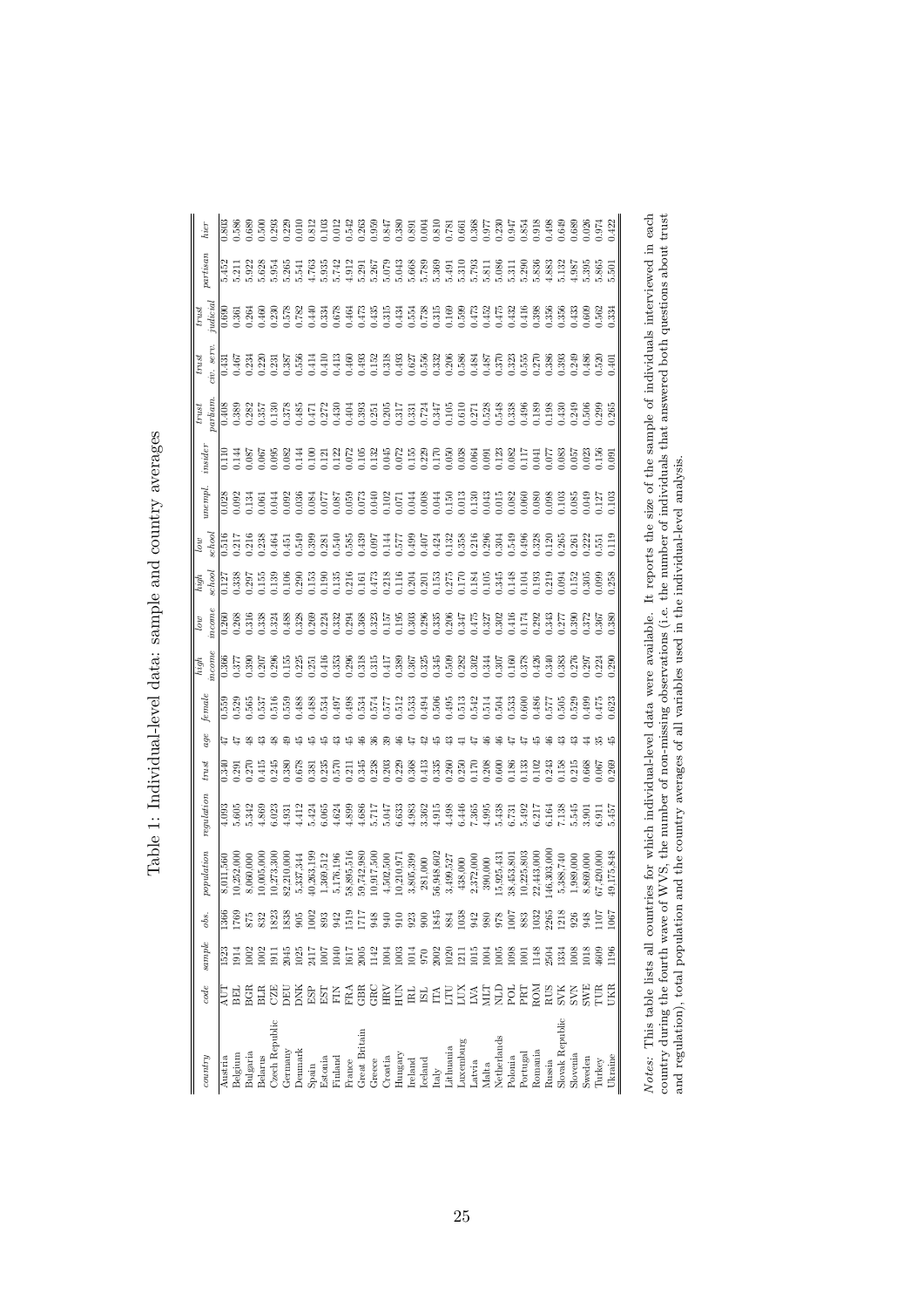# Table 1: Individual-level data: sample and country averages

| *country* | *code* | *sample* | *obs.* | *population* | *regulation* | *trust* | *age* | *female* | *high income* | *low income* | *high school* | *low school* | *unempl.* | *insider* | *trust parliam.* | *trust civ. serv.* | *trust judicial* | *partisan* | *hier* |
|---|---|---|---|---|---|---|---|---|---|---|---|---|---|---|---|---|---|---|---|
| Austria | AUT | 1523 | 1366 | 8,011,560 | 4.093 | 0.340 | 47 | 0.559 | 0.366 | 0.260 | 0.127 | 0.516 | 0.028 | 0.110 | 0.408 | 0.431 | 0.690 | 5.452 | 0.803 |
| Belgium | BEL | 1914 | 1769 | 10,252,000 | 5.605 | 0.291 | 47 | 0.529 | 0.377 | 0.268 | 0.338 | 0.217 | 0.092 | 0.144 | 0.389 | 0.467 | 0.361 | 5.211 | 0.586 |
| Bulgaria | BGR | 1002 | 875 | 8,060,000 | 5.342 | 0.270 | 48 | 0.565 | 0.390 | 0.316 | 0.297 | 0.216 | 0.134 | 0.087 | 0.282 | 0.234 | 0.264 | 5.922 | 0.689 |
| Belarus | BLR | 1002 | 832 | 10,005,000 | 4.869 | 0.415 | 43 | 0.537 | 0.207 | 0.338 | 0.155 | 0.238 | 0.061 | 0.067 | 0.357 | 0.220 | 0.460 | 5.628 | 0.500 |
| Czech Republic | CZE | 1911 | 1823 | 10,273,300 | 6.023 | 0.245 | 48 | 0.516 | 0.296 | 0.324 | 0.139 | 0.464 | 0.044 | 0.095 | 0.130 | 0.231 | 0.230 | 5.954 | 0.293 |
| Germany | DEU | 2045 | 1838 | 82,210,000 | 4.931 | 0.380 | 49 | 0.559 | 0.155 | 0.488 | 0.106 | 0.451 | 0.092 | 0.082 | 0.378 | 0.387 | 0.578 | 5.265 | 0.229 |
| Denmark | DNK | 1025 | 905 | 5,337,344 | 4.412 | 0.678 | 45 | 0.488 | 0.225 | 0.328 | 0.290 | 0.549 | 0.036 | 0.144 | 0.485 | 0.556 | 0.782 | 5.541 | 0.010 |
| Spain | ESP | 2417 | 1002 | 40,263,199 | 5.424 | 0.381 | 45 | 0.488 | 0.251 | 0.269 | 0.153 | 0.399 | 0.084 | 0.100 | 0.471 | 0.414 | 0.440 | 4.763 | 0.812 |
| Estonia | EST | 1007 | 893 | 1,369,512 | 6.065 | 0.235 | 45 | 0.534 | 0.416 | 0.224 | 0.190 | 0.281 | 0.077 | 0.121 | 0.272 | 0.410 | 0.334 | 5.935 | 0.103 |
| Finland | FIN | 1040 | 942 | 5,176,196 | 4.624 | 0.570 | 43 | 0.497 | 0.353 | 0.332 | 0.135 | 0.540 | 0.087 | 0.122 | 0.430 | 0.413 | 0.678 | 5.742 | 0.012 |
| France | FRA | 1617 | 1519 | 58,895,516 | 4.899 | 0.211 | 45 | 0.498 | 0.296 | 0.294 | 0.216 | 0.585 | 0.059 | 0.072 | 0.404 | 0.460 | 0.464 | 4.912 | 0.542 |
| Great Britain | GBR | 2005 | 1717 | 59,742,980 | 4.686 | 0.345 | 46 | 0.534 | 0.318 | 0.368 | 0.161 | 0.439 | 0.073 | 0.105 | 0.393 | 0.493 | 0.473 | 5.291 | 0.263 |
| Greece | GRC | 1142 | 948 | 10,917,500 | 5.717 | 0.238 | 36 | 0.574 | 0.315 | 0.323 | 0.473 | 0.097 | 0.040 | 0.132 | 0.251 | 0.152 | 0.435 | 5.267 | 0.959 |
| Croatia | HRV | 1004 | 940 | 4,502,500 | 5.047 | 0.203 | 39 | 0.577 | 0.417 | 0.157 | 0.218 | 0.144 | 0.102 | 0.045 | 0.205 | 0.318 | 0.315 | 5.079 | 0.847 |
| Hungary | HUN | 1003 | 910 | 10,210,971 | 6.633 | 0.229 | 46 | 0.512 | 0.389 | 0.195 | 0.116 | 0.577 | 0.071 | 0.072 | 0.317 | 0.493 | 0.434 | 5.043 | 0.380 |
| Ireland | IRL | 1014 | 923 | 3,805,399 | 4.983 | 0.368 | 47 | 0.533 | 0.367 | 0.303 | 0.204 | 0.499 | 0.044 | 0.155 | 0.331 | 0.627 | 0.554 | 5.668 | 0.891 |
| Iceland | ISL | 970 | 900 | 281,000 | 3.362 | 0.413 | 42 | 0.494 | 0.325 | 0.296 | 0.201 | 0.407 | 0.008 | 0.229 | 0.724 | 0.556 | 0.738 | 5.789 | 0.004 |
| Italy | ITA | 2002 | 1845 | 56,948,602 | 4.915 | 0.335 | 45 | 0.506 | 0.345 | 0.335 | 0.153 | 0.424 | 0.044 | 0.170 | 0.347 | 0.332 | 0.315 | 5.369 | 0.810 |
| Lithuania | LTU | 1020 | 884 | 3,499,527 | 4.498 | 0.260 | 43 | 0.495 | 0.509 | 0.206 | 0.275 | 0.132 | 0.150 | 0.050 | 0.105 | 0.206 | 0.169 | 5.491 | 0.781 |
| Luxemburg | LUX | 1211 | 1038 | 438,000 | 6.446 | 0.250 | 41 | 0.513 | 0.282 | 0.347 | 0.170 | 0.358 | 0.013 | 0.038 | 0.610 | 0.586 | 0.599 | 5.310 | 0.661 |
| Latvia | LVA | 1015 | 942 | 2,372,000 | 7.365 | 0.170 | 47 | 0.542 | 0.302 | 0.475 | 0.184 | 0.216 | 0.130 | 0.064 | 0.271 | 0.484 | 0.473 | 5.793 | 0.368 |
| Malta | MLT | 1004 | 980 | 390,000 | 4.995 | 0.208 | 46 | 0.514 | 0.344 | 0.327 | 0.105 | 0.296 | 0.043 | 0.091 | 0.528 | 0.487 | 0.452 | 5.811 | 0.977 |
| Netherlands | NLD | 1005 | 978 | 15,925,431 | 5.438 | 0.600 | 46 | 0.504 | 0.307 | 0.302 | 0.345 | 0.304 | 0.015 | 0.123 | 0.548 | 0.370 | 0.475 | 5.086 | 0.230 |
| Polonia | POL | 1098 | 1007 | 38,453,801 | 6.731 | 0.186 | 47 | 0.533 | 0.160 | 0.416 | 0.148 | 0.549 | 0.082 | 0.082 | 0.338 | 0.323 | 0.432 | 5.311 | 0.947 |
| Portugal | PRT | 1001 | 883 | 10,225,803 | 5.492 | 0.133 | 47 | 0.600 | 0.378 | 0.174 | 0.104 | 0.496 | 0.060 | 0.117 | 0.496 | 0.555 | 0.416 | 5.290 | 0.854 |
| Romania | ROM | 1148 | 1032 | 22,443,000 | 6.217 | 0.102 | 45 | 0.486 | 0.426 | 0.292 | 0.193 | 0.328 | 0.080 | 0.041 | 0.189 | 0.270 | 0.398 | 5.836 | 0.918 |
| Russia | RUS | 2504 | 2265 | 146,303,000 | 6.164 | 0.243 | 46 | 0.577 | 0.340 | 0.343 | 0.219 | 0.120 | 0.098 | 0.077 | 0.198 | 0.386 | 0.356 | 4.883 | 0.498 |
| Slovak Republic | SVK | 1334 | 1218 | 5,388,740 | 7.138 | 0.158 | 43 | 0.505 | 0.383 | 0.277 | 0.094 | 0.265 | 0.103 | 0.083 | 0.430 | 0.393 | 0.356 | 5.132 | 0.649 |
| Slovenia | SVN | 1008 | 926 | 1,989,000 | 5.545 | 0.215 | 43 | 0.529 | 0.276 | 0.390 | 0.152 | 0.261 | 0.085 | 0.057 | 0.249 | 0.249 | 0.433 | 4.987 | 0.689 |
| Sweden | SWE | 1018 | 948 | 8,869,000 | 3.901 | 0.668 | 44 | 0.499 | 0.297 | 0.372 | 0.305 | 0.222 | 0.049 | 0.023 | 0.506 | 0.486 | 0.609 | 5.395 | 0.026 |
| Turkey | TUR | 4609 | 1107 | 67,420,000 | 6.911 | 0.067 | 35 | 0.475 | 0.224 | 0.367 | 0.099 | 0.551 | 0.127 | 0.156 | 0.299 | 0.520 | 0.562 | 5.865 | 0.974 |
| Ukraine | UKR | 1196 | 1067 | 49,175,848 | 5.457 | 0.269 | 45 | 0.623 | 0.290 | 0.380 | 0.258 | 0.119 | 0.103 | 0.091 | 0.265 | 0.401 | 0.334 | 5.501 | 0.422 |

*Notes:* This table lists all countries for which individual-level data were available. It reports the size of the sample of individuals interviewed in each country during the fourth wave of WVS, the number of non-missing observations (i.e. the number of individuals that answered both questions about trust and regulation), total population and the country averages of all variables used in the individual-level analysis.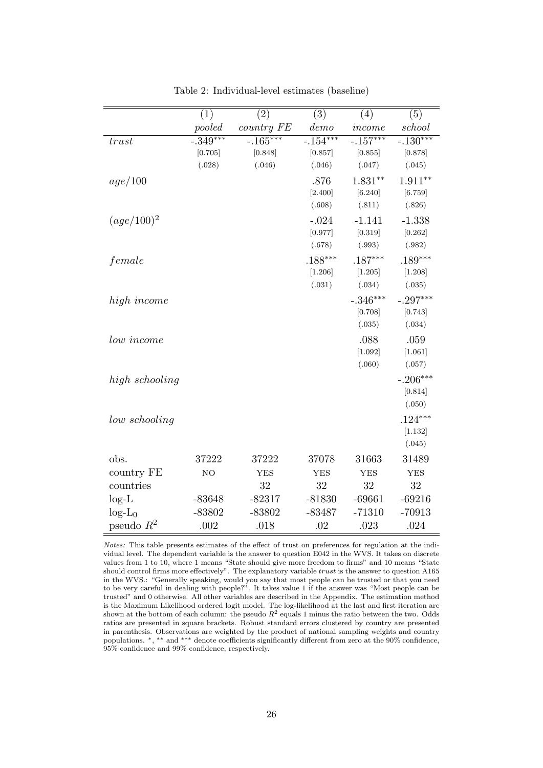Table 2: Individual-level estimates (baseline)

| | (1) | (2) | (3) | (4) | (5) |
|---|---|---|---|---|---|
| | *pooled* | *country FE* | *demo* | *income* | *school* |
| *trust* | -.349*** | -.165*** | -.154*** | -.157*** | -.130*** |
| | [0.705] | [0.848] | [0.857] | [0.855] | [0.878] |
| | (.028) | (.046) | (.046) | (.047) | (.045) |
| $age/100$ | | | .876 | 1.831** | 1.911** |
| | | | [2.400] | [6.240] | [6.759] |
| | | | (.608) | (.811) | (.826) |
| $(age/100)^2$ | | | -.024 | -1.141 | -1.338 |
| | | | [0.977] | [0.319] | [0.262] |
| | | | (.678) | (.993) | (.982) |
| *female* | | | .188*** | .187*** | .189*** |
| | | | [1.206] | [1.205] | [1.208] |
| | | | (.031) | (.034) | (.035) |
| *high income* | | | | -.346*** | -.297*** |
| | | | | [0.708] | [0.743] |
| | | | | (.035) | (.034) |
| *low income* | | | | .088 | .059 |
| | | | | [1.092] | [1.061] |
| | | | | (.060) | (.057) |
| *high schooling* | | | | | -.206*** |
| | | | | | [0.814] |
| | | | | | (.050) |
| *low schooling* | | | | | .124*** |
| | | | | | [1.132] |
| | | | | | (.045) |
| obs. | 37222 | 37222 | 37078 | 31663 | 31489 |
| country FE | NO | YES | YES | YES | YES |
| countries | | 32 | 32 | 32 | 32 |
| log-L | -83648 | -82317 | -81830 | -69661 | -69216 |
| $\log\text{-L}_0$ | -83802 | -83802 | -83487 | -71310 | -70913 |
| pseudo $R^2$ | .002 | .018 | .02 | .023 | .024 |

*Notes:* This table presents estimates of the effect of trust on preferences for regulation at the individual level. The dependent variable is the answer to question E042 in the WVS. It takes on discrete values from 1 to 10, where 1 means "State should give more freedom to firms" and 10 means "State should control firms more effectively". The explanatory variable *trust* is the answer to question A165 in the WVS.: "Generally speaking, would you say that most people can be trusted or that you need to be very careful in dealing with people?". It takes value 1 if the answer was "Most people can be trusted" and 0 otherwise. All other variables are described in the Appendix. The estimation method is the Maximum Likelihood ordered logit model. The log-likelihood at the last and first iteration are shown at the bottom of each column: the pseudo $R^2$ equals 1 minus the ratio between the two. Odds ratios are presented in square brackets. Robust standard errors clustered by country are presented in parenthesis. Observations are weighted by the product of national sampling weights and country populations. *, ** and *** denote coefficients significantly different from zero at the 90% confidence, 95% confidence and 99% confidence, respectively.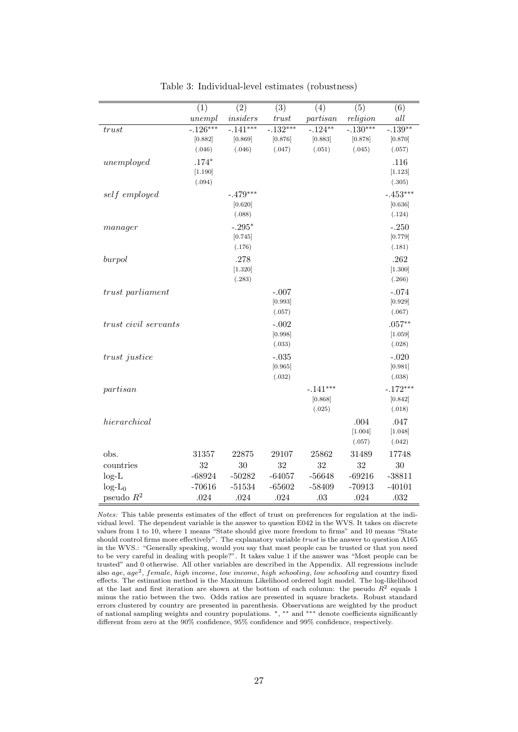Table 3: Individual-level estimates (robustness)

| | (1) | (2) | (3) | (4) | (5) | (6) |
|---|---|---|---|---|---|---|
| | *unempl* | *insiders* | *trust* | *partisan* | *religion* | *all* |
| *trust* | -.126*** | -.141*** | -.132*** | -.124** | -.130*** | -.139** |
| | [0.882] | [0.869] | [0.876] | [0.883] | [0.878] | [0.870] |
| | (.046) | (.046) | (.047) | (.051) | (.045) | (.057) |
| *unemployed* | .174* | | | | | .116 |
| | [1.190] | | | | | [1.123] |
| | (.094) | | | | | (.305) |
| *self employed* | | -.479*** | | | | -.453*** |
| | | [0.620] | | | | [0.636] |
| | | (.088) | | | | (.124) |
| *manager* | | -.295* | | | | -.250 |
| | | [0.745] | | | | [0.779] |
| | | (.176) | | | | (.181) |
| *burpol* | | .278 | | | | .262 |
| | | [1.320] | | | | [1.300] |
| | | (.283) | | | | (.266) |
| *trust parliament* | | | -.007 | | | -.074 |
| | | | [0.993] | | | [0.929] |
| | | | (.057) | | | (.067) |
| *trust civil servants* | | | -.002 | | | .057** |
| | | | [0.998] | | | [1.059] |
| | | | (.033) | | | (.028) |
| *trust justice* | | | -.035 | | | -.020 |
| | | | [0.965] | | | [0.981] |
| | | | (.032) | | | (.038) |
| *partisan* | | | | -.141*** | | -.172*** |
| | | | | [0.868] | | [0.842] |
| | | | | (.025) | | (.018) |
| *hierarchical* | | | | | .004 | .047 |
| | | | | | [1.004] | [1.048] |
| | | | | | (.057) | (.042) |
| obs. | 31357 | 22875 | 29107 | 25862 | 31489 | 17748 |
| countries | 32 | 30 | 32 | 32 | 32 | 30 |
| log-L | -68924 | -50282 | -64057 | -56648 | -69216 | -38811 |
| log-$L_0$ | -70616 | -51534 | -65602 | -58409 | -70913 | -40101 |
| pseudo $R^2$ | .024 | .024 | .024 | .03 | .024 | .032 |

*Notes:* This table presents estimates of the effect of trust on preferences for regulation at the individual level. The dependent variable is the answer to question E042 in the WVS. It takes on discrete values from 1 to 10, where 1 means "State should give more freedom to firms" and 10 means "State should control firms more effectively". The explanatory variable *trust* is the answer to question A165 in the WVS.: "Generally speaking, would you say that most people can be trusted or that you need to be very careful in dealing with people?". It takes value 1 if the answer was "Most people can be trusted" and 0 otherwise. All other variables are described in the Appendix. All regressions include also *age*, *age*$^2$, *female*, *high income*, *low income*, *high schooling*, *low schooling* and country fixed effects. The estimation method is the Maximum Likelihood ordered logit model. The log-likelihood at the last and first iteration are shown at the bottom of each column: the pseudo $R^2$ equals 1 minus the ratio between the two. Odds ratios are presented in square brackets. Robust standard errors clustered by country are presented in parenthesis. Observations are weighted by the product of national sampling weights and country populations. *, ** and *** denote coefficients significantly different from zero at the 90% confidence, 95% confidence and 99% confidence, respectively.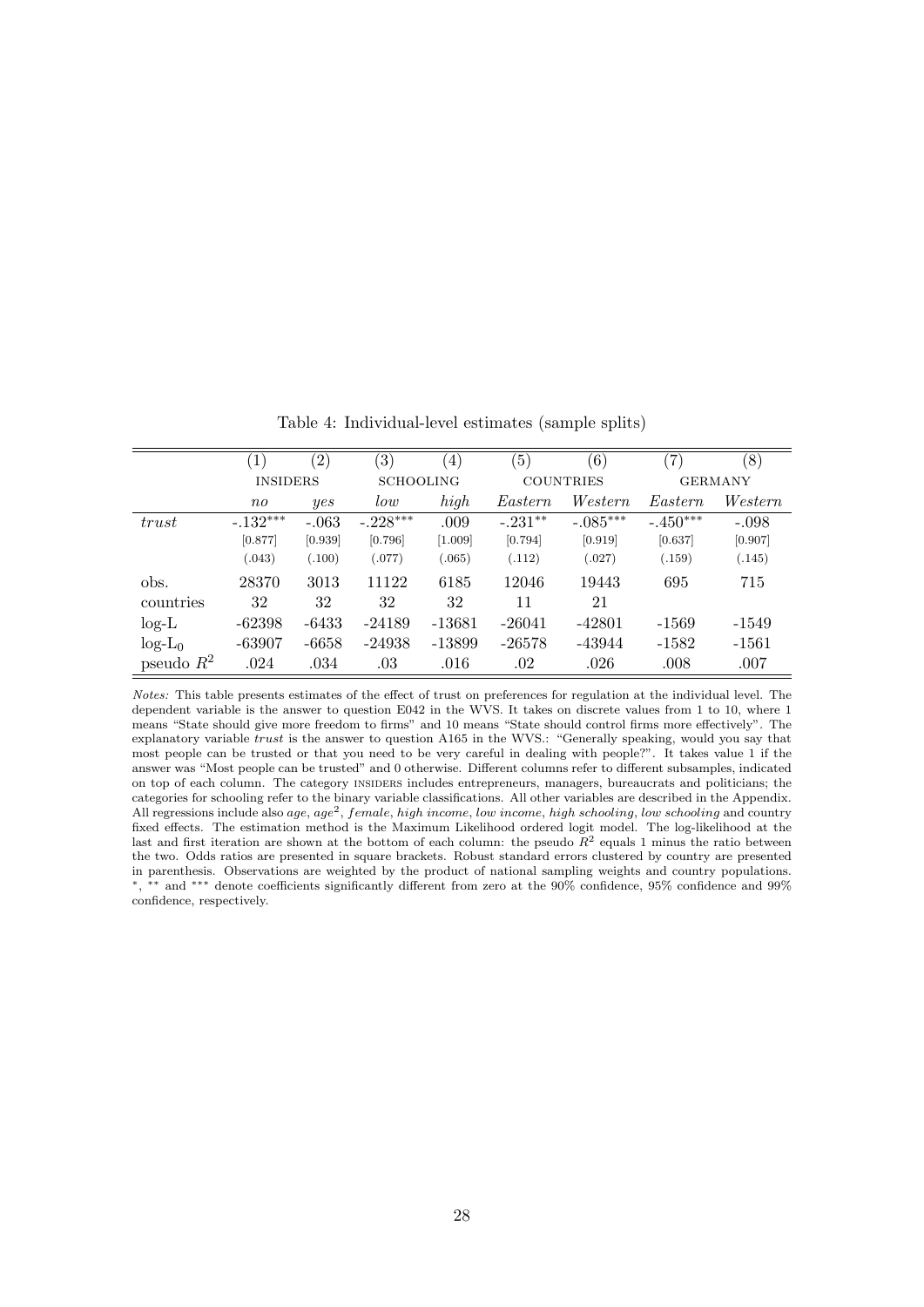Table 4: Individual-level estimates (sample splits)

| | (1) | (2) | (3) | (4) | (5) | (6) | (7) | (8) |
|---|---|---|---|---|---|---|---|---|
| | INSIDERS | | SCHOOLING | | COUNTRIES | | GERMANY | |
| | *no* | *yes* | *low* | *high* | *Eastern* | *Western* | *Eastern* | *Western* |
| *trust* | -.132*** | -.063 | -.228*** | .009 | -.231** | -.085*** | -.450*** | -.098 |
| | [0.877] | [0.939] | [0.796] | [1.009] | [0.794] | [0.919] | [0.637] | [0.907] |
| | (.043) | (.100) | (.077) | (.065) | (.112) | (.027) | (.159) | (.145) |
| obs. | 28370 | 3013 | 11122 | 6185 | 12046 | 19443 | 695 | 715 |
| countries | 32 | 32 | 32 | 32 | 11 | 21 | | |
| log-L | -62398 | -6433 | -24189 | -13681 | -26041 | -42801 | -1569 | -1549 |
| log-$L_0$ | -63907 | -6658 | -24938 | -13899 | -26578 | -43944 | -1582 | -1561 |
| pseudo $R^2$ | .024 | .034 | .03 | .016 | .02 | .026 | .008 | .007 |

*Notes:* This table presents estimates of the effect of trust on preferences for regulation at the individual level. The dependent variable is the answer to question E042 in the WVS. It takes on discrete values from 1 to 10, where 1 means "State should give more freedom to firms" and 10 means "State should control firms more effectively". The explanatory variable *trust* is the answer to question A165 in the WVS.: "Generally speaking, would you say that most people can be trusted or that you need to be very careful in dealing with people?". It takes value 1 if the answer was "Most people can be trusted" and 0 otherwise. Different columns refer to different subsamples, indicated on top of each column. The category INSIDERS includes entrepreneurs, managers, bureaucrats and politicians; the categories for schooling refer to the binary variable classifications. All other variables are described in the Appendix. All regressions include also *age*, *age*$^2$, *female*, *high income*, *low income*, *high schooling*, *low schooling* and country fixed effects. The estimation method is the Maximum Likelihood ordered logit model. The log-likelihood at the last and first iteration are shown at the bottom of each column: the pseudo $R^2$ equals 1 minus the ratio between the two. Odds ratios are presented in square brackets. Robust standard errors clustered by country are presented in parenthesis. Observations are weighted by the product of national sampling weights and country populations. *, ** and *** denote coefficients significantly different from zero at the 90% confidence, 95% confidence and 99% confidence, respectively.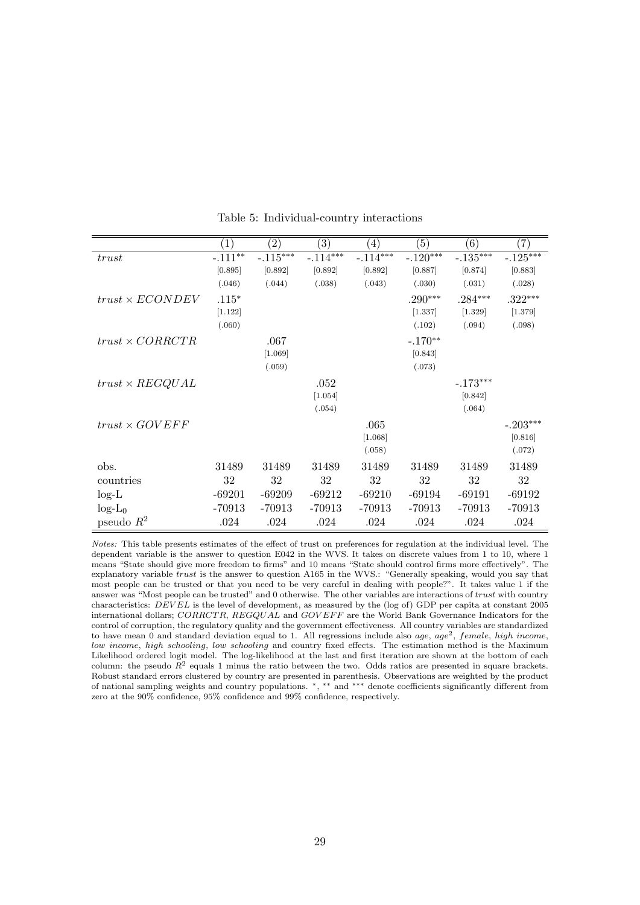Table 5: Individual-country interactions

| | (1) | (2) | (3) | (4) | (5) | (6) | (7) |
|---|---|---|---|---|---|---|---|
| *trust* | -.111** | -.115*** | -.114*** | -.114*** | -.120*** | -.135*** | -.125*** |
| | [0.895] | [0.892] | [0.892] | [0.892] | [0.887] | [0.874] | [0.883] |
| | (.046) | (.044) | (.038) | (.043) | (.030) | (.031) | (.028) |
| $trust \times ECONDEV$ | .115* | | | | .290*** | .284*** | .322*** |
| | [1.122] | | | | [1.337] | [1.329] | [1.379] |
| | (.060) | | | | (.102) | (.094) | (.098) |
| $trust \times CORRCTR$ | | .067 | | | -.170** | | |
| | | [1.069] | | | [0.843] | | |
| | | (.059) | | | (.073) | | |
| $trust \times REGQUAL$ | | | .052 | | | -.173*** | |
| | | | [1.054] | | | [0.842] | |
| | | | (.054) | | | (.064) | |
| $trust \times GOVEFF$ | | | | .065 | | | -.203*** |
| | | | | [1.068] | | | [0.816] |
| | | | | (.058) | | | (.072) |
| obs. | 31489 | 31489 | 31489 | 31489 | 31489 | 31489 | 31489 |
| countries | 32 | 32 | 32 | 32 | 32 | 32 | 32 |
| log-L | -69201 | -69209 | -69212 | -69210 | -69194 | -69191 | -69192 |
| log-$L_0$ | -70913 | -70913 | -70913 | -70913 | -70913 | -70913 | -70913 |
| pseudo $R^2$ | .024 | .024 | .024 | .024 | .024 | .024 | .024 |

*Notes:* This table presents estimates of the effect of trust on preferences for regulation at the individual level. The dependent variable is the answer to question E042 in the WVS. It takes on discrete values from 1 to 10, where 1 means "State should give more freedom to firms" and 10 means "State should control firms more effectively". The explanatory variable *trust* is the answer to question A165 in the WVS.: "Generally speaking, would you say that most people can be trusted or that you need to be very careful in dealing with people?". It takes value 1 if the answer was "Most people can be trusted" and 0 otherwise. The other variables are interactions of *trust* with country characteristics: $DEVEL$ is the level of development, as measured by the (log of) GDP per capita at constant 2005 international dollars; $CORRCTR$, $REGQUAL$ and $GOVEFF$ are the World Bank Governance Indicators for the control of corruption, the regulatory quality and the government effectiveness. All country variables are standardized to have mean 0 and standard deviation equal to 1. All regressions include also *age*, $age^2$, *female*, *high income*, *low income*, *high schooling*, *low schooling* and country fixed effects. The estimation method is the Maximum Likelihood ordered logit model. The log-likelihood at the last and first iteration are shown at the bottom of each column: the pseudo $R^2$ equals 1 minus the ratio between the two. Odds ratios are presented in square brackets. Robust standard errors clustered by country are presented in parenthesis. Observations are weighted by the product of national sampling weights and country populations. *, ** and *** denote coefficients significantly different from zero at the 90% confidence, 95% confidence and 99% confidence, respectively.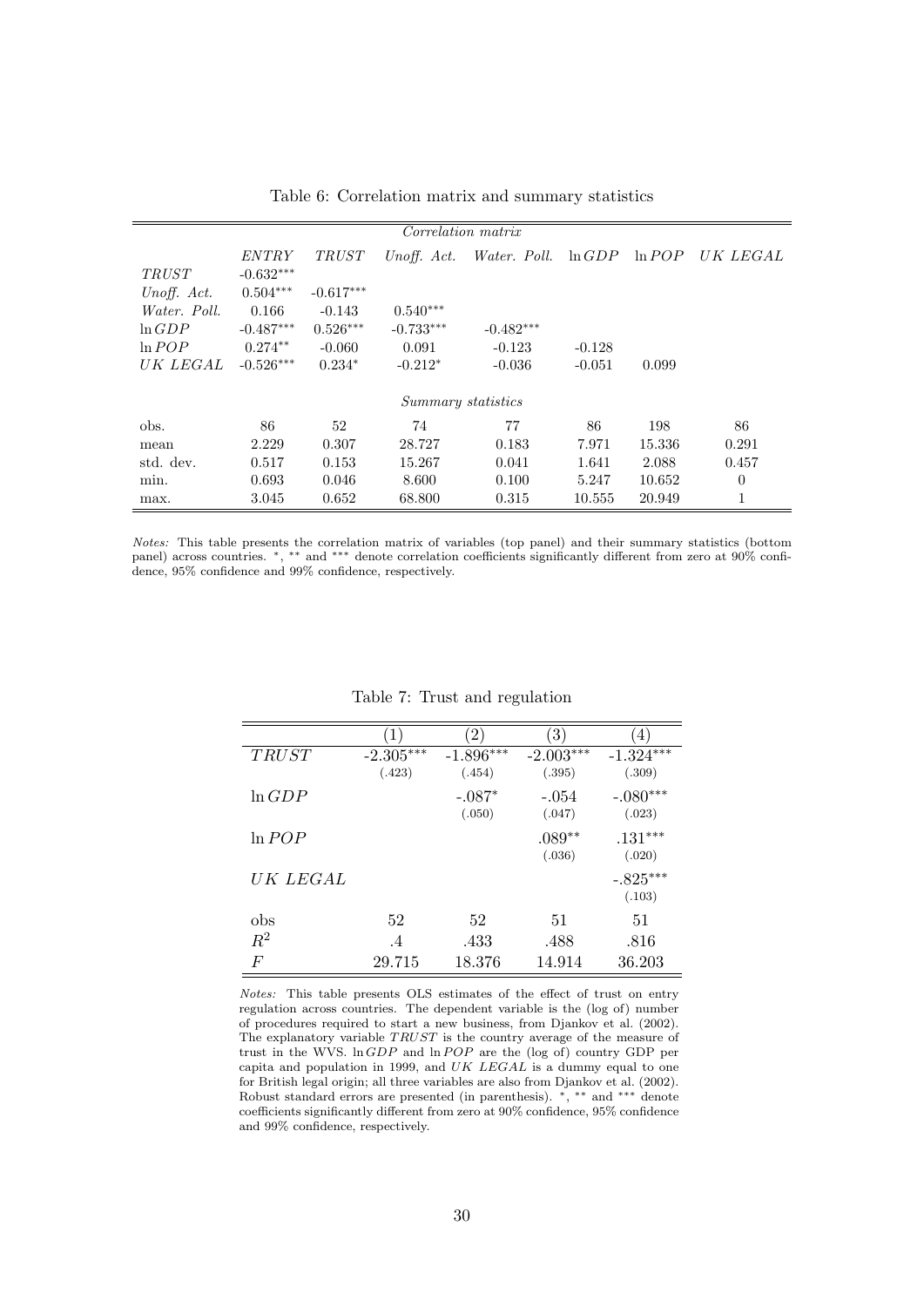Table 6: Correlation matrix and summary statistics

| *Correlation matrix* | | | | | | | |
|---|---|---|---|---|---|---|---|
| | *ENTRY* | *TRUST* | *Unoff. Act.* | *Water. Poll.* | $\ln GDP$ | $\ln POP$ | *UK LEGAL* |
| *TRUST* | -0.632*** | | | | | | |
| *Unoff. Act.* | 0.504*** | -0.617*** | | | | | |
| *Water. Poll.* | 0.166 | -0.143 | 0.540*** | | | | |
| $\ln GDP$ | -0.487*** | 0.526*** | -0.733*** | -0.482*** | | | |
| $\ln POP$ | 0.274** | -0.060 | 0.091 | -0.123 | -0.128 | | |
| *UK LEGAL* | -0.526*** | 0.234* | -0.212* | -0.036 | -0.051 | 0.099 | |
| *Summary statistics* | | | | | | | |
| obs. | 86 | 52 | 74 | 77 | 86 | 198 | 86 |
| mean | 2.229 | 0.307 | 28.727 | 0.183 | 7.971 | 15.336 | 0.291 |
| std. dev. | 0.517 | 0.153 | 15.267 | 0.041 | 1.641 | 2.088 | 0.457 |
| min. | 0.693 | 0.046 | 8.600 | 0.100 | 5.247 | 10.652 | 0 |
| max. | 3.045 | 0.652 | 68.800 | 0.315 | 10.555 | 20.949 | 1 |

*Notes:* This table presents the correlation matrix of variables (top panel) and their summary statistics (bottom panel) across countries. *, ** and *** denote correlation coefficients significantly different from zero at 90% confidence, 95% confidence and 99% confidence, respectively.

Table 7: Trust and regulation

| | (1) | (2) | (3) | (4) |
|---|---|---|---|---|
| *TRUST* | -2.305*** | -1.896*** | -2.003*** | -1.324*** |
| | (.423) | (.454) | (.395) | (.309) |
| $\ln GDP$ | | -.087* | -.054 | -.080*** |
| | | (.050) | (.047) | (.023) |
| $\ln POP$ | | | .089** | .131*** |
| | | | (.036) | (.020) |
| *UK LEGAL* | | | | -.825*** |
| | | | | (.103) |
| obs | 52 | 52 | 51 | 51 |
| $R^2$ | .4 | .433 | .488 | .816 |
| $F$ | 29.715 | 18.376 | 14.914 | 36.203 |

*Notes:* This table presents OLS estimates of the effect of trust on entry regulation across countries. The dependent variable is the (log of) number of procedures required to start a new business, from Djankov et al. (2002). The explanatory variable *TRUST* is the country average of the measure of trust in the WVS. $\ln GDP$ and $\ln POP$ are the (log of) country GDP per capita and population in 1999, and *UK LEGAL* is a dummy equal to one for British legal origin; all three variables are also from Djankov et al. (2002). Robust standard errors are presented (in parenthesis). *, ** and *** denote coefficients significantly different from zero at 90% confidence, 95% confidence and 99% confidence, respectively.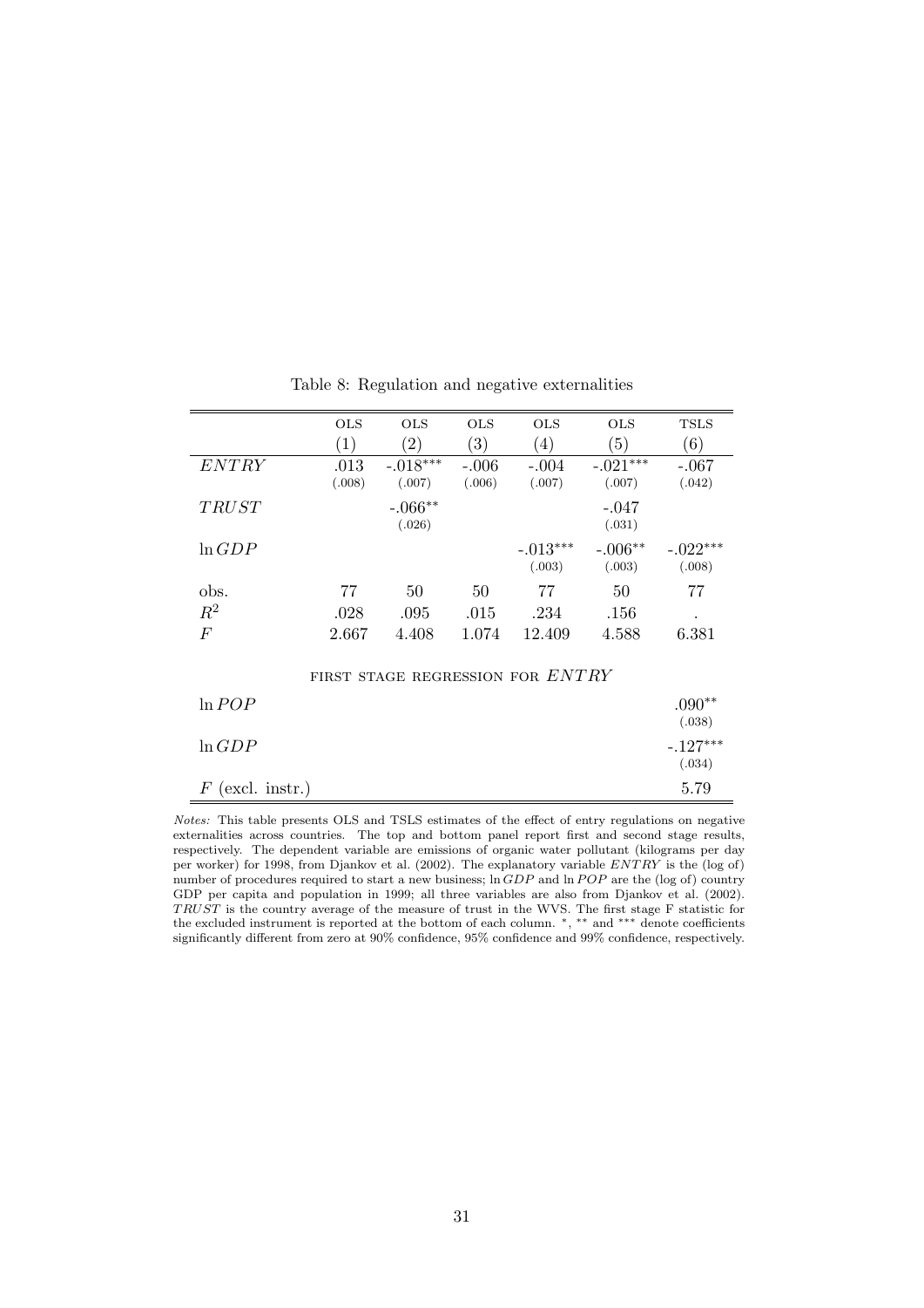Table 8: Regulation and negative externalities

| | OLS (1) | OLS (2) | OLS (3) | OLS (4) | OLS (5) | TSLS (6) |
|---|---|---|---|---|---|---|
| $ENTRY$ | .013 (.008) | -.018*** (.007) | -.006 (.006) | -.004 (.007) | -.021*** (.007) | -.067 (.042) |
| $TRUST$ | | -.066** (.026) | | | -.047 (.031) | |
| $\ln GDP$ | | | | -.013*** (.003) | -.006** (.003) | -.022*** (.008) |
| obs. | 77 | 50 | 50 | 77 | 50 | 77 |
| $R^2$ | .028 | .095 | .015 | .234 | .156 | . |
| $F$ | 2.667 | 4.408 | 1.074 | 12.409 | 4.588 | 6.381 |
| FIRST STAGE REGRESSION FOR $ENTRY$ | | | | | | |
| $\ln POP$ | | | | | | .090** (.038) |
| $\ln GDP$ | | | | | | -.127*** (.034) |
| $F$ (excl. instr.) | | | | | | 5.79 |

*Notes:* This table presents OLS and TSLS estimates of the effect of entry regulations on negative externalities across countries. The top and bottom panel report first and second stage results, respectively. The dependent variable are emissions of organic water pollutant (kilograms per day per worker) for 1998, from Djankov et al. (2002). The explanatory variable $ENTRY$ is the (log of) number of procedures required to start a new business; $\ln GDP$ and $\ln POP$ are the (log of) country GDP per capita and population in 1999; all three variables are also from Djankov et al. (2002). $TRUST$ is the country average of the measure of trust in the WVS. The first stage F statistic for the excluded instrument is reported at the bottom of each column. *, ** and *** denote coefficients significantly different from zero at 90% confidence, 95% confidence and 99% confidence, respectively.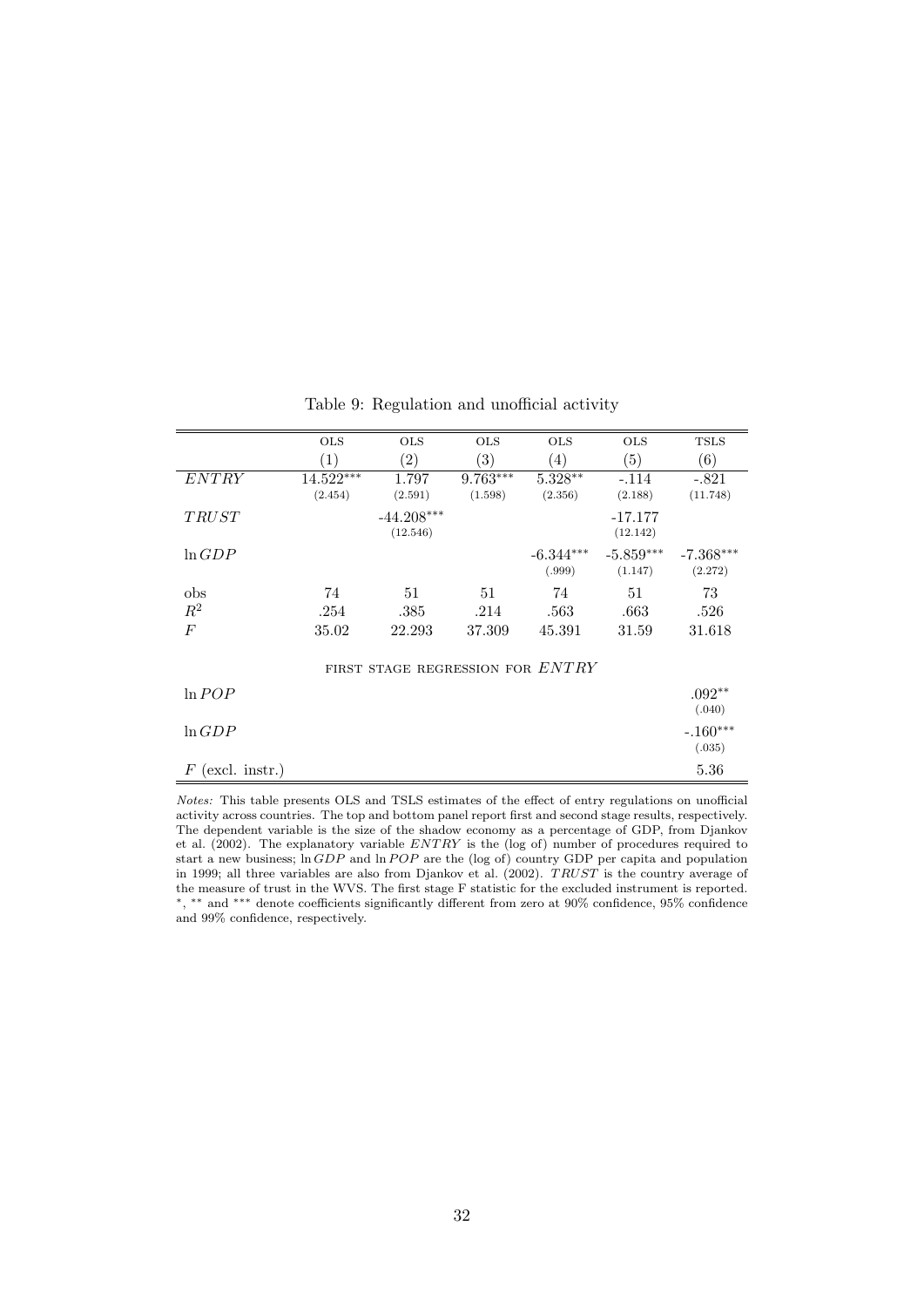Table 9: Regulation and unofficial activity

| | OLS (1) | OLS (2) | OLS (3) | OLS (4) | OLS (5) | TSLS (6) |
|---|---|---|---|---|---|---|
| $ENTRY$ | 14.522*** (2.454) | 1.797 (2.591) | 9.763*** (1.598) | 5.328** (2.356) | -.114 (2.188) | -.821 (11.748) |
| $TRUST$ | | -44.208*** (12.546) | | | -17.177 (12.142) | |
| $\ln GDP$ | | | | -6.344*** (.999) | -5.859*** (1.147) | -7.368*** (2.272) |
| obs | 74 | 51 | 51 | 74 | 51 | 73 |
| $R^2$ | .254 | .385 | .214 | .563 | .663 | .526 |
| $F$ | 35.02 | 22.293 | 37.309 | 45.391 | 31.59 | 31.618 |
| FIRST STAGE REGRESSION FOR $ENTRY$ | | | | | | |
| $\ln POP$ | | | | | | .092** (.040) |
| $\ln GDP$ | | | | | | -.160*** (.035) |
| $F$ (excl. instr.) | | | | | | 5.36 |

*Notes:* This table presents OLS and TSLS estimates of the effect of entry regulations on unofficial activity across countries. The top and bottom panel report first and second stage results, respectively. The dependent variable is the size of the shadow economy as a percentage of GDP, from Djankov et al. (2002). The explanatory variable $ENTRY$ is the (log of) number of procedures required to start a new business; $\ln GDP$ and $\ln POP$ are the (log of) country GDP per capita and population in 1999; all three variables are also from Djankov et al. (2002). $TRUST$ is the country average of the measure of trust in the WVS. The first stage F statistic for the excluded instrument is reported. *, ** and *** denote coefficients significantly different from zero at 90% confidence, 95% confidence and 99% confidence, respectively.